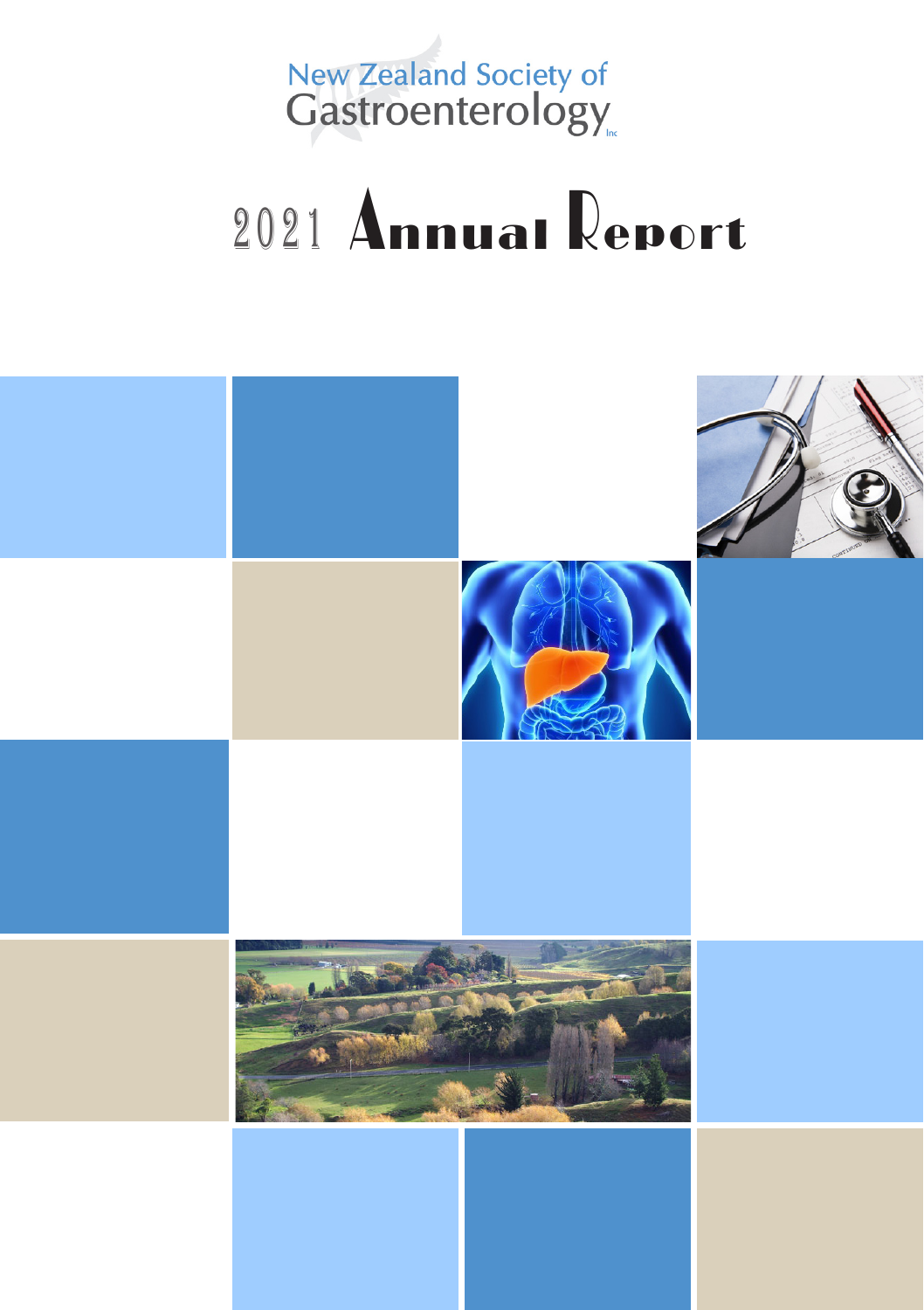New Zealand Society of Gastroenterology Inc

# 2021 Annual Report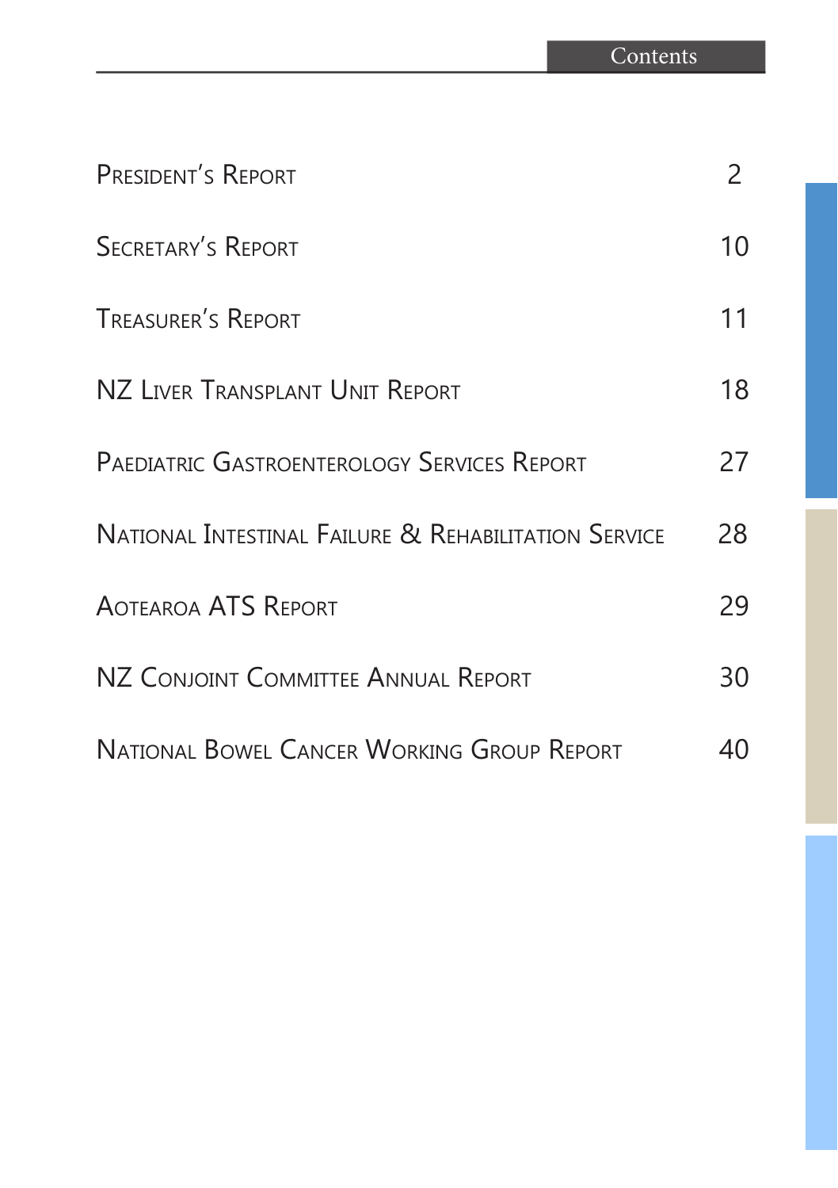# Contents

| | |
|---|---|
| President's Report | 2 |
| Secretary's Report | 10 |
| Treasurer's Report | 11 |
| NZ Liver Transplant Unit Report | 18 |
| Paediatric Gastroenterology Services Report | 27 |
| National Intestinal Failure & Rehabilitation Service | 28 |
| Aotearoa ATS Report | 29 |
| NZ Conjoint Committee Annual Report | 30 |
| National Bowel Cancer Working Group Report | 40 |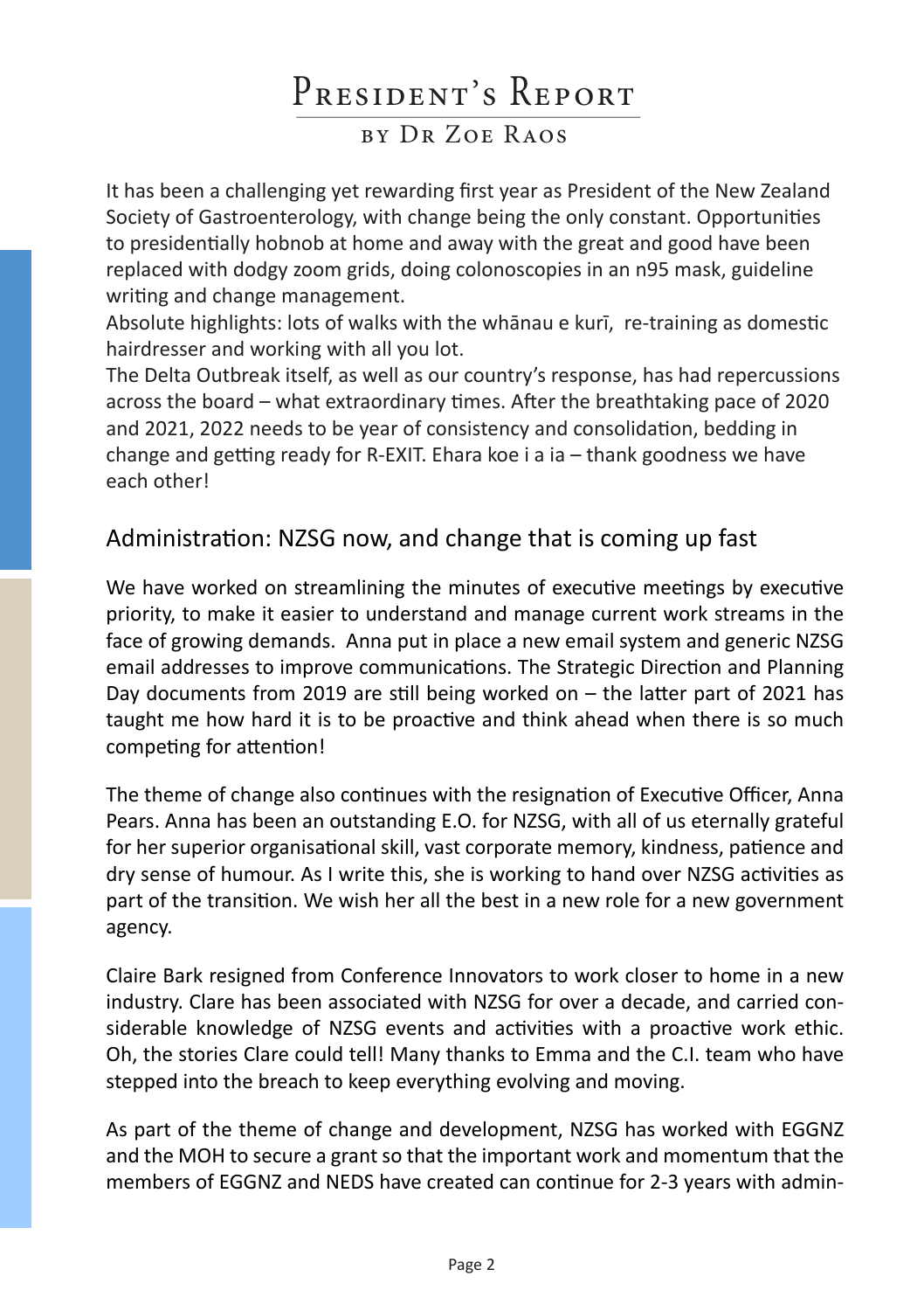# President's Report

## by Dr Zoe Raos

It has been a challenging yet rewarding first year as President of the New Zealand Society of Gastroenterology, with change being the only constant. Opportunities to presidentially hobnob at home and away with the great and good have been replaced with dodgy zoom grids, doing colonoscopies in an n95 mask, guideline writing and change management.

Absolute highlights: lots of walks with the whānau e kurī, re-training as domestic hairdresser and working with all you lot.

The Delta Outbreak itself, as well as our country's response, has had repercussions across the board – what extraordinary times. After the breathtaking pace of 2020 and 2021, 2022 needs to be year of consistency and consolidation, bedding in change and getting ready for R-EXIT. Ehara koe i a ia – thank goodness we have each other!

## Administration: NZSG now, and change that is coming up fast

We have worked on streamlining the minutes of executive meetings by executive priority, to make it easier to understand and manage current work streams in the face of growing demands. Anna put in place a new email system and generic NZSG email addresses to improve communications. The Strategic Direction and Planning Day documents from 2019 are still being worked on – the latter part of 2021 has taught me how hard it is to be proactive and think ahead when there is so much competing for attention!

The theme of change also continues with the resignation of Executive Officer, Anna Pears. Anna has been an outstanding E.O. for NZSG, with all of us eternally grateful for her superior organisational skill, vast corporate memory, kindness, patience and dry sense of humour. As I write this, she is working to hand over NZSG activities as part of the transition. We wish her all the best in a new role for a new government agency.

Claire Bark resigned from Conference Innovators to work closer to home in a new industry. Clare has been associated with NZSG for over a decade, and carried considerable knowledge of NZSG events and activities with a proactive work ethic. Oh, the stories Clare could tell! Many thanks to Emma and the C.I. team who have stepped into the breach to keep everything evolving and moving.

As part of the theme of change and development, NZSG has worked with EGGNZ and the MOH to secure a grant so that the important work and momentum that the members of EGGNZ and NEDS have created can continue for 2-3 years with admin-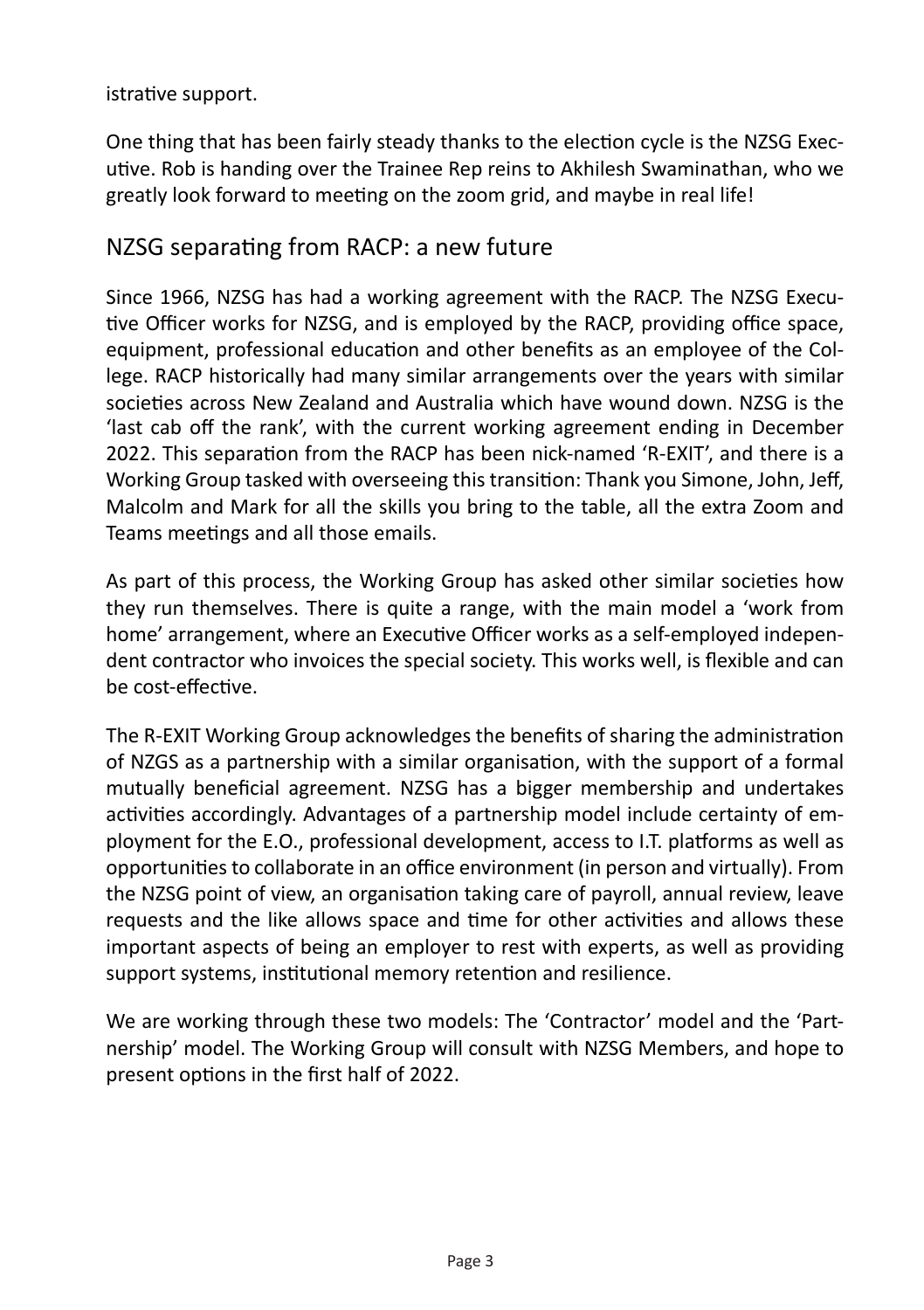istrative support.

One thing that has been fairly steady thanks to the election cycle is the NZSG Executive. Rob is handing over the Trainee Rep reins to Akhilesh Swaminathan, who we greatly look forward to meeting on the zoom grid, and maybe in real life!

## NZSG separating from RACP: a new future

Since 1966, NZSG has had a working agreement with the RACP. The NZSG Executive Officer works for NZSG, and is employed by the RACP, providing office space, equipment, professional education and other benefits as an employee of the College. RACP historically had many similar arrangements over the years with similar societies across New Zealand and Australia which have wound down. NZSG is the 'last cab off the rank', with the current working agreement ending in December 2022. This separation from the RACP has been nick-named 'R-EXIT', and there is a Working Group tasked with overseeing this transition: Thank you Simone, John, Jeff, Malcolm and Mark for all the skills you bring to the table, all the extra Zoom and Teams meetings and all those emails.

As part of this process, the Working Group has asked other similar societies how they run themselves. There is quite a range, with the main model a 'work from home' arrangement, where an Executive Officer works as a self-employed independent contractor who invoices the special society. This works well, is flexible and can be cost-effective.

The R-EXIT Working Group acknowledges the benefits of sharing the administration of NZGS as a partnership with a similar organisation, with the support of a formal mutually beneficial agreement. NZSG has a bigger membership and undertakes activities accordingly. Advantages of a partnership model include certainty of employment for the E.O., professional development, access to I.T. platforms as well as opportunities to collaborate in an office environment (in person and virtually). From the NZSG point of view, an organisation taking care of payroll, annual review, leave requests and the like allows space and time for other activities and allows these important aspects of being an employer to rest with experts, as well as providing support systems, institutional memory retention and resilience.

We are working through these two models: The 'Contractor' model and the 'Partnership' model. The Working Group will consult with NZSG Members, and hope to present options in the first half of 2022.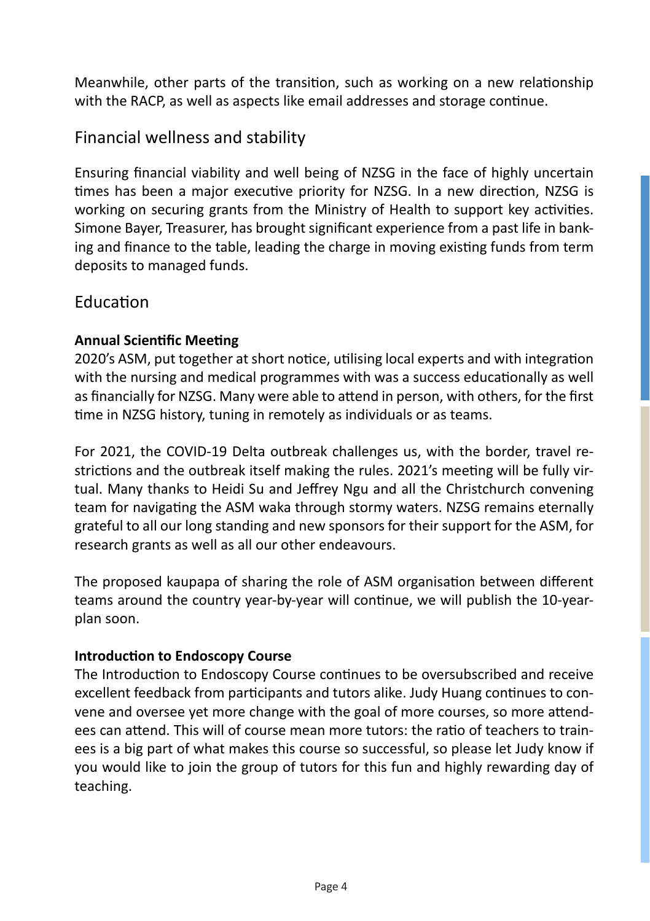Meanwhile, other parts of the transition, such as working on a new relationship with the RACP, as well as aspects like email addresses and storage continue.

## Financial wellness and stability

Ensuring financial viability and well being of NZSG in the face of highly uncertain times has been a major executive priority for NZSG. In a new direction, NZSG is working on securing grants from the Ministry of Health to support key activities. Simone Bayer, Treasurer, has brought significant experience from a past life in banking and finance to the table, leading the charge in moving existing funds from term deposits to managed funds.

## Education

**Annual Scientific Meeting**

2020's ASM, put together at short notice, utilising local experts and with integration with the nursing and medical programmes with was a success educationally as well as financially for NZSG. Many were able to attend in person, with others, for the first time in NZSG history, tuning in remotely as individuals or as teams.

For 2021, the COVID-19 Delta outbreak challenges us, with the border, travel restrictions and the outbreak itself making the rules. 2021's meeting will be fully virtual. Many thanks to Heidi Su and Jeffrey Ngu and all the Christchurch convening team for navigating the ASM waka through stormy waters. NZSG remains eternally grateful to all our long standing and new sponsors for their support for the ASM, for research grants as well as all our other endeavours.

The proposed kaupapa of sharing the role of ASM organisation between different teams around the country year-by-year will continue, we will publish the 10-year-plan soon.

**Introduction to Endoscopy Course**

The Introduction to Endoscopy Course continues to be oversubscribed and receive excellent feedback from participants and tutors alike. Judy Huang continues to convene and oversee yet more change with the goal of more courses, so more attendees can attend. This will of course mean more tutors: the ratio of teachers to trainees is a big part of what makes this course so successful, so please let Judy know if you would like to join the group of tutors for this fun and highly rewarding day of teaching.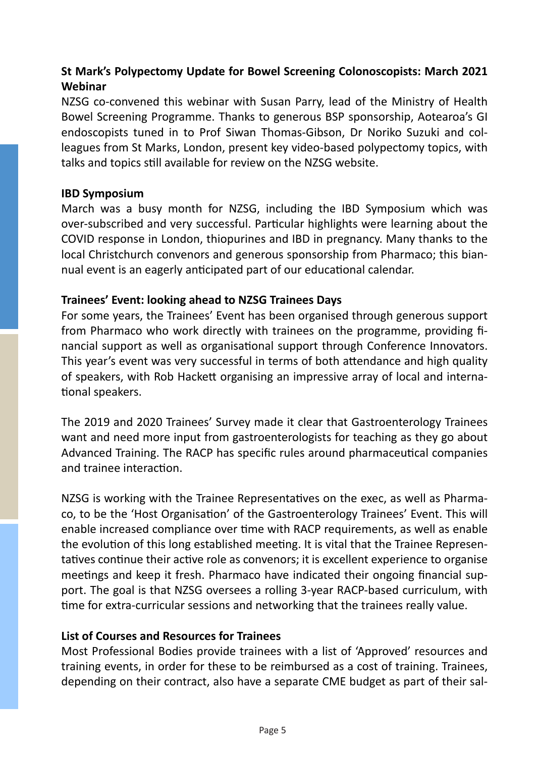### St Mark's Polypectomy Update for Bowel Screening Colonoscopists: March 2021 Webinar

NZSG co-convened this webinar with Susan Parry, lead of the Ministry of Health Bowel Screening Programme. Thanks to generous BSP sponsorship, Aotearoa's GI endoscopists tuned in to Prof Siwan Thomas-Gibson, Dr Noriko Suzuki and colleagues from St Marks, London, present key video-based polypectomy topics, with talks and topics still available for review on the NZSG website.

### IBD Symposium

March was a busy month for NZSG, including the IBD Symposium which was over-subscribed and very successful. Particular highlights were learning about the COVID response in London, thiopurines and IBD in pregnancy. Many thanks to the local Christchurch convenors and generous sponsorship from Pharmaco; this biannual event is an eagerly anticipated part of our educational calendar.

### Trainees' Event: looking ahead to NZSG Trainees Days

For some years, the Trainees' Event has been organised through generous support from Pharmaco who work directly with trainees on the programme, providing financial support as well as organisational support through Conference Innovators. This year's event was very successful in terms of both attendance and high quality of speakers, with Rob Hackett organising an impressive array of local and international speakers.

The 2019 and 2020 Trainees' Survey made it clear that Gastroenterology Trainees want and need more input from gastroenterologists for teaching as they go about Advanced Training. The RACP has specific rules around pharmaceutical companies and trainee interaction.

NZSG is working with the Trainee Representatives on the exec, as well as Pharmaco, to be the 'Host Organisation' of the Gastroenterology Trainees' Event. This will enable increased compliance over time with RACP requirements, as well as enable the evolution of this long established meeting. It is vital that the Trainee Representatives continue their active role as convenors; it is excellent experience to organise meetings and keep it fresh. Pharmaco have indicated their ongoing financial support. The goal is that NZSG oversees a rolling 3-year RACP-based curriculum, with time for extra-curricular sessions and networking that the trainees really value.

### List of Courses and Resources for Trainees

Most Professional Bodies provide trainees with a list of 'Approved' resources and training events, in order for these to be reimbursed as a cost of training. Trainees, depending on their contract, also have a separate CME budget as part of their sal-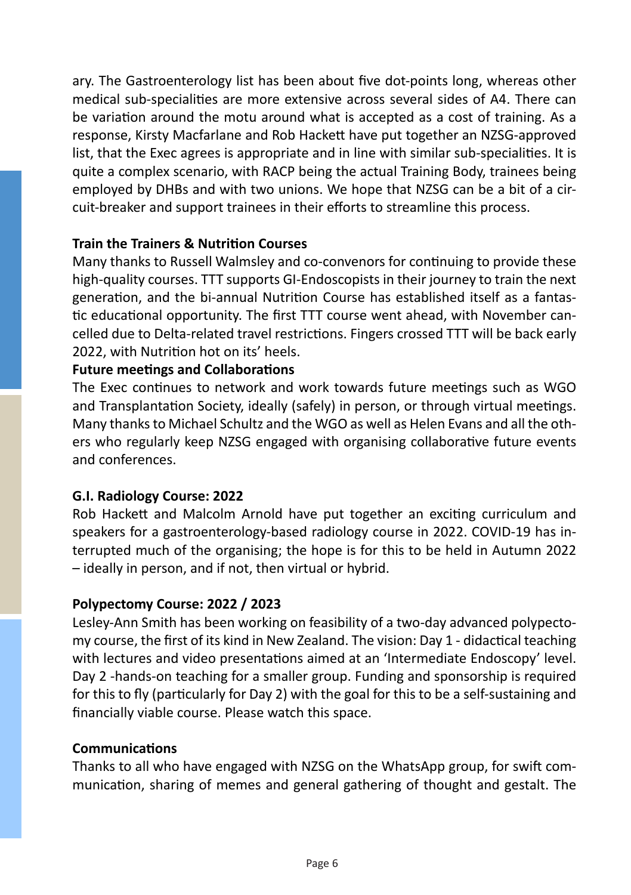ary. The Gastroenterology list has been about five dot-points long, whereas other medical sub-specialities are more extensive across several sides of A4. There can be variation around the motu around what is accepted as a cost of training. As a response, Kirsty Macfarlane and Rob Hackett have put together an NZSG-approved list, that the Exec agrees is appropriate and in line with similar sub-specialities. It is quite a complex scenario, with RACP being the actual Training Body, trainees being employed by DHBs and with two unions. We hope that NZSG can be a bit of a circuit-breaker and support trainees in their efforts to streamline this process.

**Train the Trainers & Nutrition Courses**

Many thanks to Russell Walmsley and co-convenors for continuing to provide these high-quality courses. TTT supports GI-Endoscopists in their journey to train the next generation, and the bi-annual Nutrition Course has established itself as a fantastic educational opportunity. The first TTT course went ahead, with November cancelled due to Delta-related travel restrictions. Fingers crossed TTT will be back early 2022, with Nutrition hot on its' heels.

**Future meetings and Collaborations**

The Exec continues to network and work towards future meetings such as WGO and Transplantation Society, ideally (safely) in person, or through virtual meetings. Many thanks to Michael Schultz and the WGO as well as Helen Evans and all the others who regularly keep NZSG engaged with organising collaborative future events and conferences.

**G.I. Radiology Course: 2022**

Rob Hackett and Malcolm Arnold have put together an exciting curriculum and speakers for a gastroenterology-based radiology course in 2022. COVID-19 has interrupted much of the organising; the hope is for this to be held in Autumn 2022 – ideally in person, and if not, then virtual or hybrid.

**Polypectomy Course: 2022 / 2023**

Lesley-Ann Smith has been working on feasibility of a two-day advanced polypectomy course, the first of its kind in New Zealand. The vision: Day 1 - didactical teaching with lectures and video presentations aimed at an 'Intermediate Endoscopy' level. Day 2 -hands-on teaching for a smaller group. Funding and sponsorship is required for this to fly (particularly for Day 2) with the goal for this to be a self-sustaining and financially viable course. Please watch this space.

**Communications**

Thanks to all who have engaged with NZSG on the WhatsApp group, for swift communication, sharing of memes and general gathering of thought and gestalt. The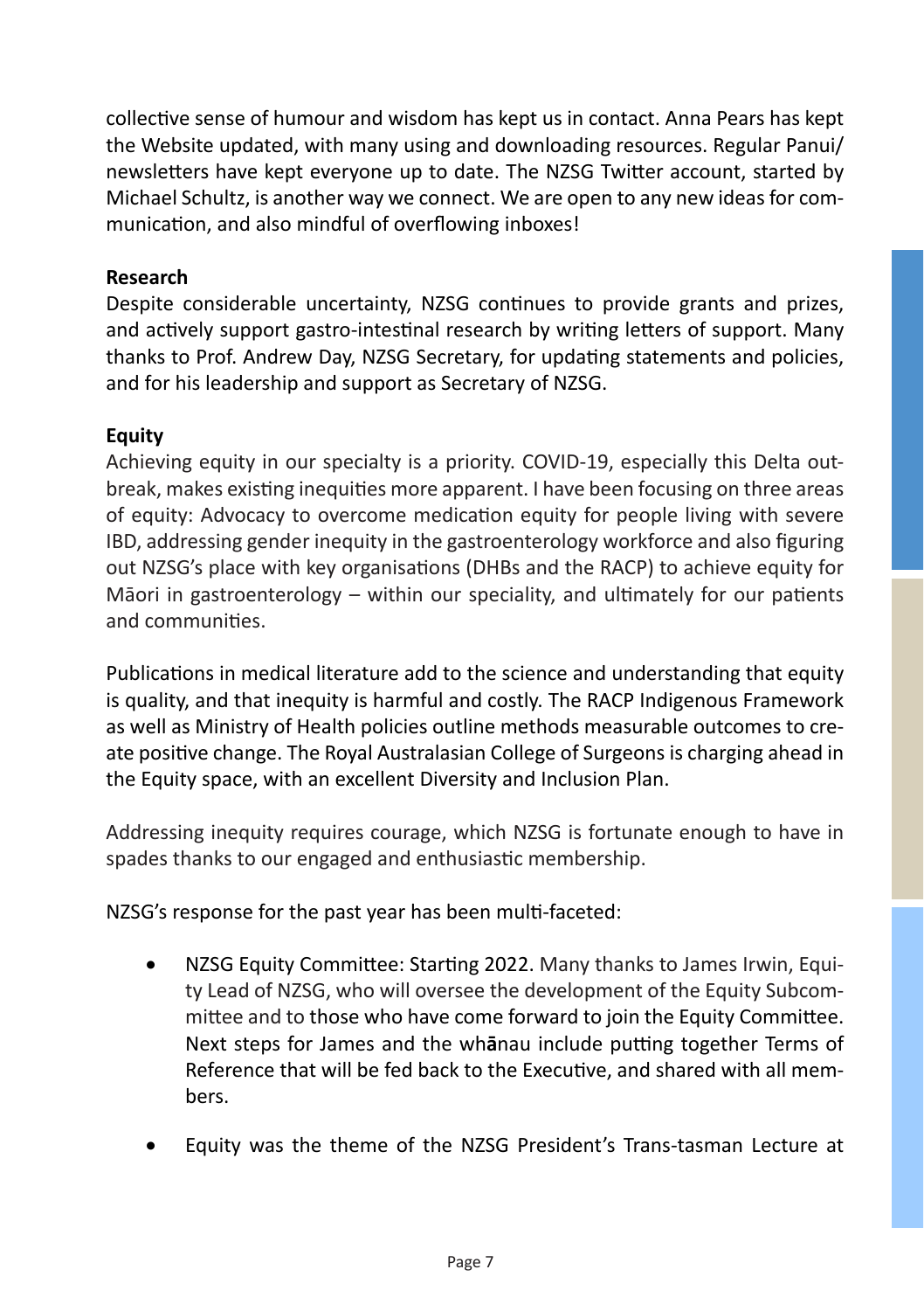collective sense of humour and wisdom has kept us in contact. Anna Pears has kept the Website updated, with many using and downloading resources. Regular Panui/newsletters have kept everyone up to date. The NZSG Twitter account, started by Michael Schultz, is another way we connect. We are open to any new ideas for communication, and also mindful of overflowing inboxes!

**Research**

Despite considerable uncertainty, NZSG continues to provide grants and prizes, and actively support gastro-intestinal research by writing letters of support. Many thanks to Prof. Andrew Day, NZSG Secretary, for updating statements and policies, and for his leadership and support as Secretary of NZSG.

**Equity**

Achieving equity in our specialty is a priority. COVID-19, especially this Delta outbreak, makes existing inequities more apparent. I have been focusing on three areas of equity: Advocacy to overcome medication equity for people living with severe IBD, addressing gender inequity in the gastroenterology workforce and also figuring out NZSG's place with key organisations (DHBs and the RACP) to achieve equity for Māori in gastroenterology – within our speciality, and ultimately for our patients and communities.

Publications in medical literature add to the science and understanding that equity is quality, and that inequity is harmful and costly. The RACP Indigenous Framework as well as Ministry of Health policies outline methods measurable outcomes to create positive change. The Royal Australasian College of Surgeons is charging ahead in the Equity space, with an excellent Diversity and Inclusion Plan.

Addressing inequity requires courage, which NZSG is fortunate enough to have in spades thanks to our engaged and enthusiastic membership.

NZSG's response for the past year has been multi-faceted:

- NZSG Equity Committee: Starting 2022. Many thanks to James Irwin, Equity Lead of NZSG, who will oversee the development of the Equity Subcommittee and to those who have come forward to join the Equity Committee. Next steps for James and the whānau include putting together Terms of Reference that will be fed back to the Executive, and shared with all members.

- Equity was the theme of the NZSG President's Trans-tasman Lecture at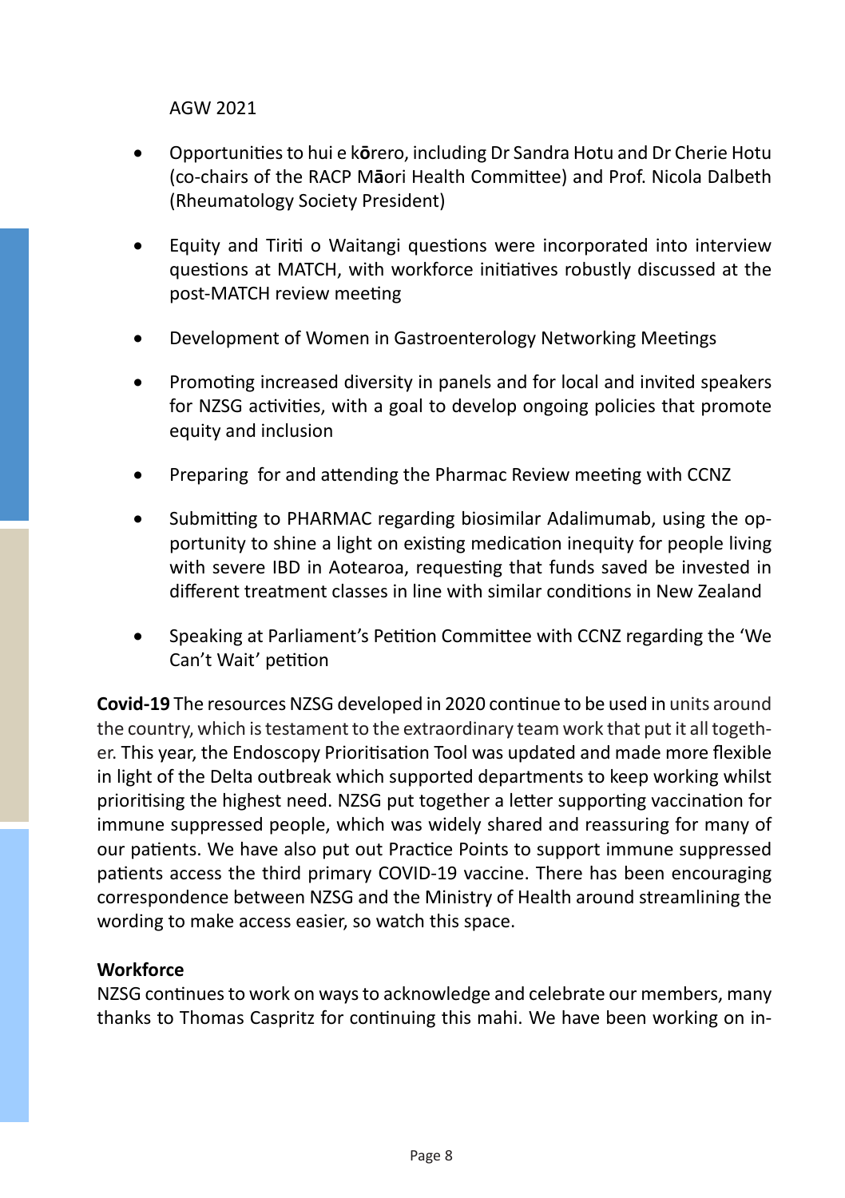AGW 2021

- Opportunities to hui e kōrero, including Dr Sandra Hotu and Dr Cherie Hotu (co-chairs of the RACP Māori Health Committee) and Prof. Nicola Dalbeth (Rheumatology Society President)

- Equity and Tiriti o Waitangi questions were incorporated into interview questions at MATCH, with workforce initiatives robustly discussed at the post-MATCH review meeting

- Development of Women in Gastroenterology Networking Meetings

- Promoting increased diversity in panels and for local and invited speakers for NZSG activities, with a goal to develop ongoing policies that promote equity and inclusion

- Preparing for and attending the Pharmac Review meeting with CCNZ

- Submitting to PHARMAC regarding biosimilar Adalimumab, using the opportunity to shine a light on existing medication inequity for people living with severe IBD in Aotearoa, requesting that funds saved be invested in different treatment classes in line with similar conditions in New Zealand

- Speaking at Parliament's Petition Committee with CCNZ regarding the 'We Can't Wait' petition

**Covid-19** The resources NZSG developed in 2020 continue to be used in units around the country, which is testament to the extraordinary team work that put it all together. This year, the Endoscopy Prioritisation Tool was updated and made more flexible in light of the Delta outbreak which supported departments to keep working whilst prioritising the highest need. NZSG put together a letter supporting vaccination for immune suppressed people, which was widely shared and reassuring for many of our patients. We have also put out Practice Points to support immune suppressed patients access the third primary COVID-19 vaccine. There has been encouraging correspondence between NZSG and the Ministry of Health around streamlining the wording to make access easier, so watch this space.

**Workforce**

NZSG continues to work on ways to acknowledge and celebrate our members, many thanks to Thomas Caspritz for continuing this mahi. We have been working on in-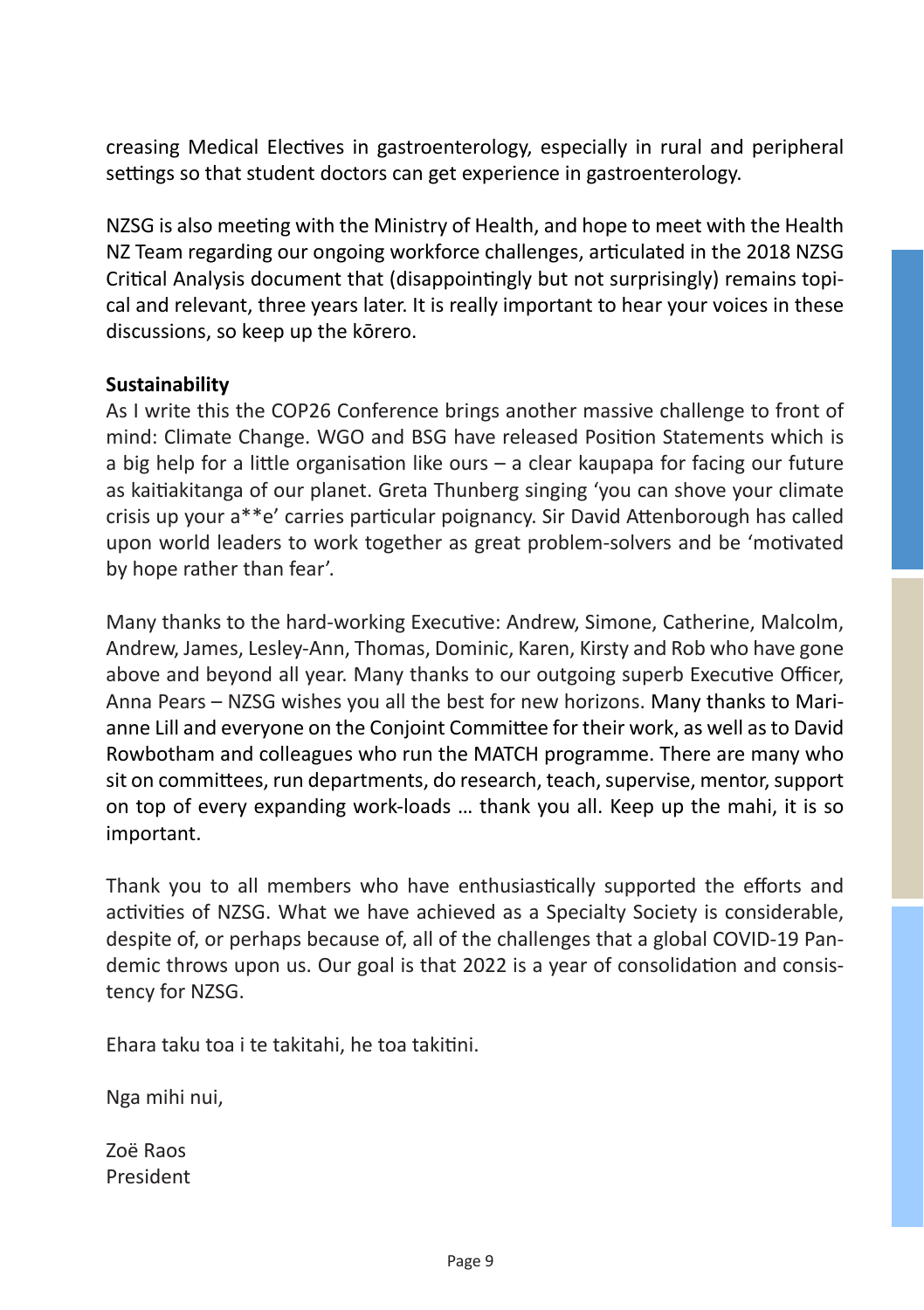creasing Medical Electives in gastroenterology, especially in rural and peripheral settings so that student doctors can get experience in gastroenterology.

NZSG is also meeting with the Ministry of Health, and hope to meet with the Health NZ Team regarding our ongoing workforce challenges, articulated in the 2018 NZSG Critical Analysis document that (disappointingly but not surprisingly) remains topical and relevant, three years later. It is really important to hear your voices in these discussions, so keep up the kōrero.

**Sustainability**

As I write this the COP26 Conference brings another massive challenge to front of mind: Climate Change. WGO and BSG have released Position Statements which is a big help for a little organisation like ours – a clear kaupapa for facing our future as kaitiakitanga of our planet. Greta Thunberg singing 'you can shove your climate crisis up your a**e' carries particular poignancy. Sir David Attenborough has called upon world leaders to work together as great problem-solvers and be 'motivated by hope rather than fear'.

Many thanks to the hard-working Executive: Andrew, Simone, Catherine, Malcolm, Andrew, James, Lesley-Ann, Thomas, Dominic, Karen, Kirsty and Rob who have gone above and beyond all year. Many thanks to our outgoing superb Executive Officer, Anna Pears – NZSG wishes you all the best for new horizons. Many thanks to Marianne Lill and everyone on the Conjoint Committee for their work, as well as to David Rowbotham and colleagues who run the MATCH programme. There are many who sit on committees, run departments, do research, teach, supervise, mentor, support on top of every expanding work-loads … thank you all. Keep up the mahi, it is so important.

Thank you to all members who have enthusiastically supported the efforts and activities of NZSG. What we have achieved as a Specialty Society is considerable, despite of, or perhaps because of, all of the challenges that a global COVID-19 Pandemic throws upon us. Our goal is that 2022 is a year of consolidation and consistency for NZSG.

Ehara taku toa i te takitahi, he toa takitini.

Nga mihi nui,

Zoë Raos
President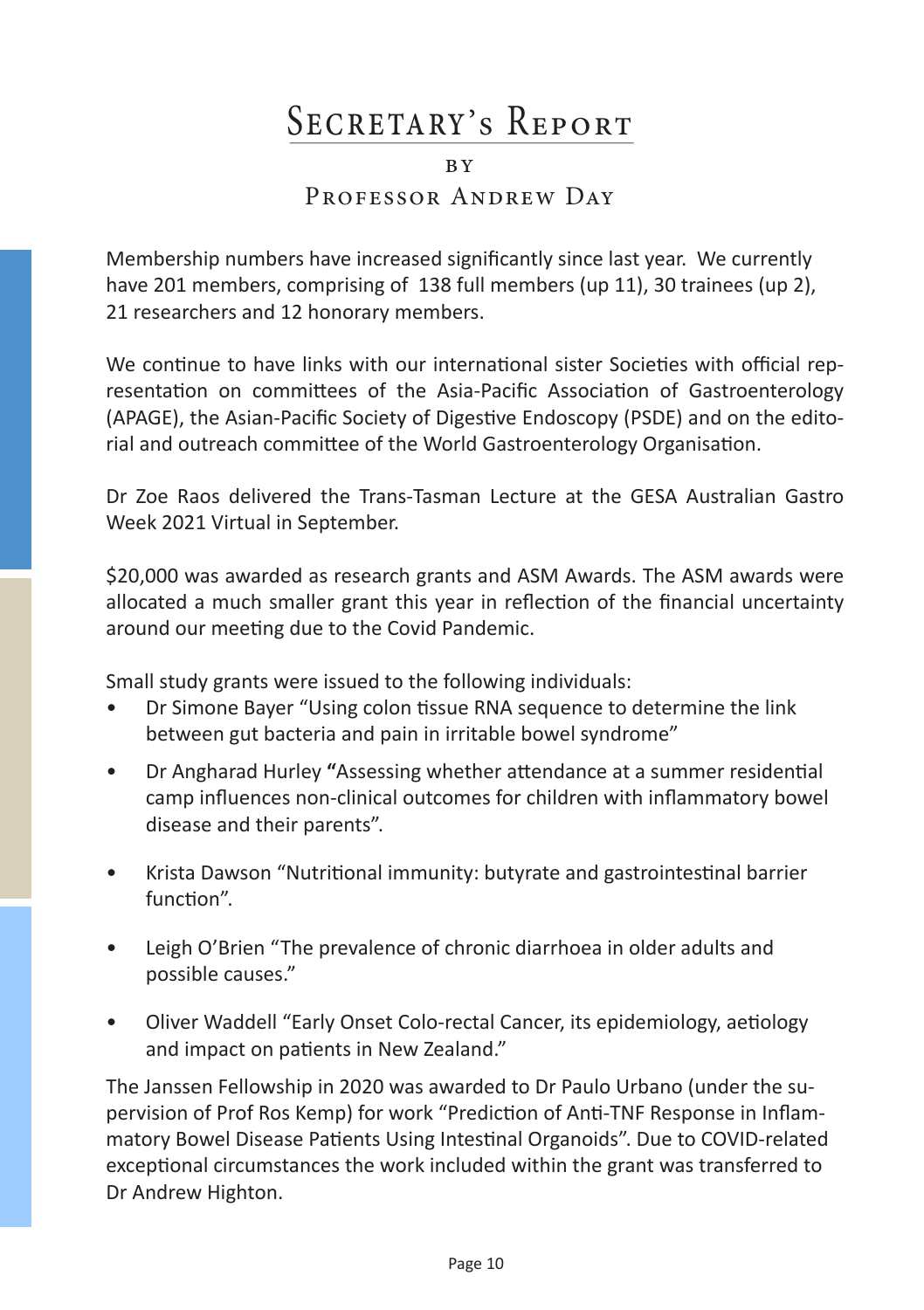# Secretary's Report

by

Professor Andrew Day

Membership numbers have increased significantly since last year. We currently have 201 members, comprising of 138 full members (up 11), 30 trainees (up 2), 21 researchers and 12 honorary members.

We continue to have links with our international sister Societies with official representation on committees of the Asia-Pacific Association of Gastroenterology (APAGE), the Asian-Pacific Society of Digestive Endoscopy (PSDE) and on the editorial and outreach committee of the World Gastroenterology Organisation.

Dr Zoe Raos delivered the Trans-Tasman Lecture at the GESA Australian Gastro Week 2021 Virtual in September.

$20,000 was awarded as research grants and ASM Awards. The ASM awards were allocated a much smaller grant this year in reflection of the financial uncertainty around our meeting due to the Covid Pandemic.

Small study grants were issued to the following individuals:

- Dr Simone Bayer "Using colon tissue RNA sequence to determine the link between gut bacteria and pain in irritable bowel syndrome"
- Dr Angharad Hurley **"**Assessing whether attendance at a summer residential camp influences non-clinical outcomes for children with inflammatory bowel disease and their parents".
- Krista Dawson "Nutritional immunity: butyrate and gastrointestinal barrier function".
- Leigh O'Brien "The prevalence of chronic diarrhoea in older adults and possible causes."
- Oliver Waddell "Early Onset Colo-rectal Cancer, its epidemiology, aetiology and impact on patients in New Zealand."

The Janssen Fellowship in 2020 was awarded to Dr Paulo Urbano (under the supervision of Prof Ros Kemp) for work "Prediction of Anti-TNF Response in Inflammatory Bowel Disease Patients Using Intestinal Organoids". Due to COVID-related exceptional circumstances the work included within the grant was transferred to Dr Andrew Highton.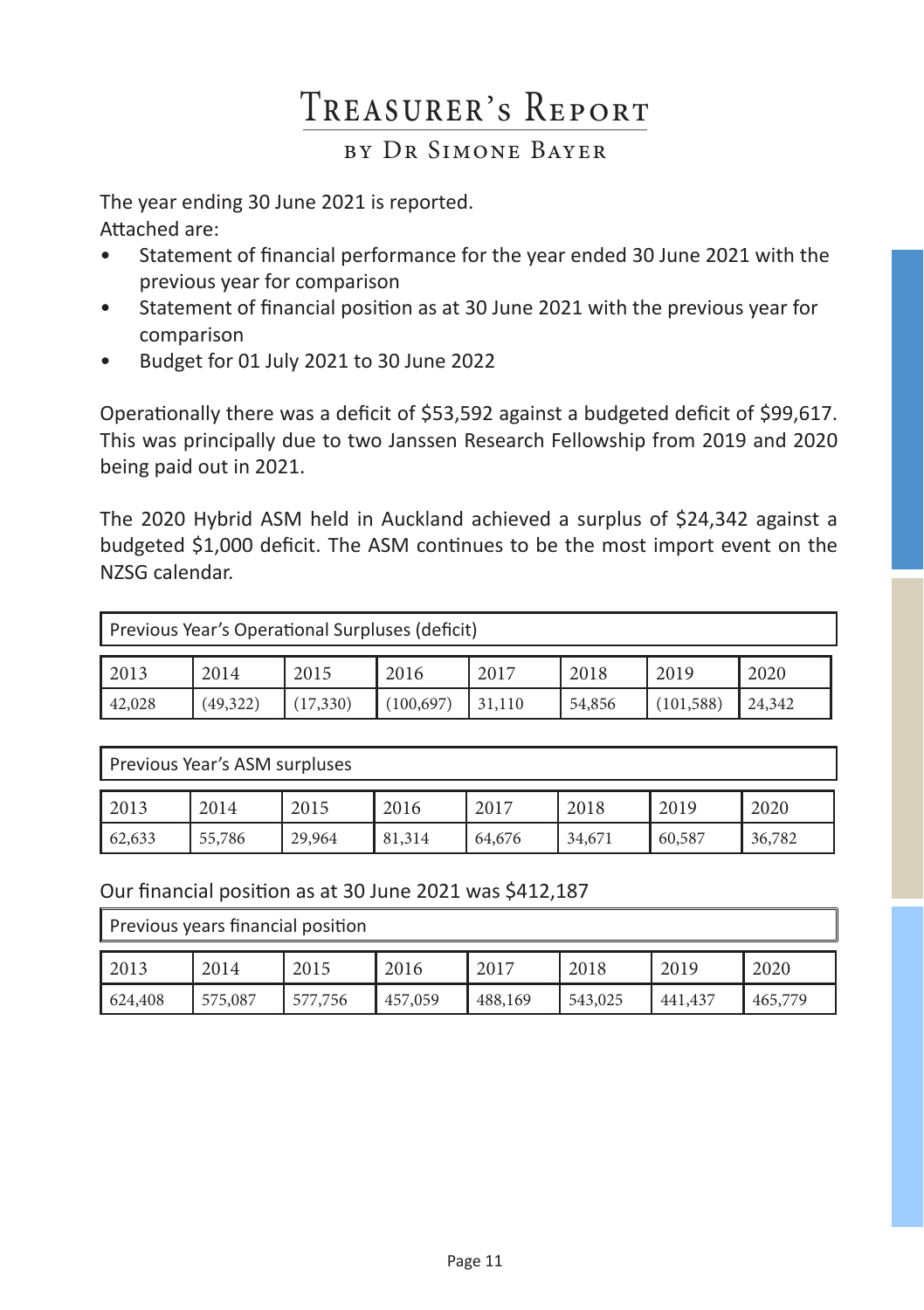# Treasurer's Report

## by Dr Simone Bayer

The year ending 30 June 2021 is reported.
Attached are:

- Statement of financial performance for the year ended 30 June 2021 with the previous year for comparison
- Statement of financial position as at 30 June 2021 with the previous year for comparison
- Budget for 01 July 2021 to 30 June 2022

Operationally there was a deficit of $53,592 against a budgeted deficit of $99,617. This was principally due to two Janssen Research Fellowship from 2019 and 2020 being paid out in 2021.

The 2020 Hybrid ASM held in Auckland achieved a surplus of $24,342 against a budgeted $1,000 deficit. The ASM continues to be the most import event on the NZSG calendar.

Previous Year's Operational Surpluses (deficit)

| 2013 | 2014 | 2015 | 2016 | 2017 | 2018 | 2019 | 2020 |
|---|---|---|---|---|---|---|---|
| 42,028 | (49,322) | (17,330) | (100,697) | 31,110 | 54,856 | (101,588) | 24,342 |

Previous Year's ASM surpluses

| 2013 | 2014 | 2015 | 2016 | 2017 | 2018 | 2019 | 2020 |
|---|---|---|---|---|---|---|---|
| 62,633 | 55,786 | 29,964 | 81,314 | 64,676 | 34,671 | 60,587 | 36,782 |

Our financial position as at 30 June 2021 was $412,187

Previous years financial position

| 2013 | 2014 | 2015 | 2016 | 2017 | 2018 | 2019 | 2020 |
|---|---|---|---|---|---|---|---|
| 624,408 | 575,087 | 577,756 | 457,059 | 488,169 | 543,025 | 441,437 | 465,779 |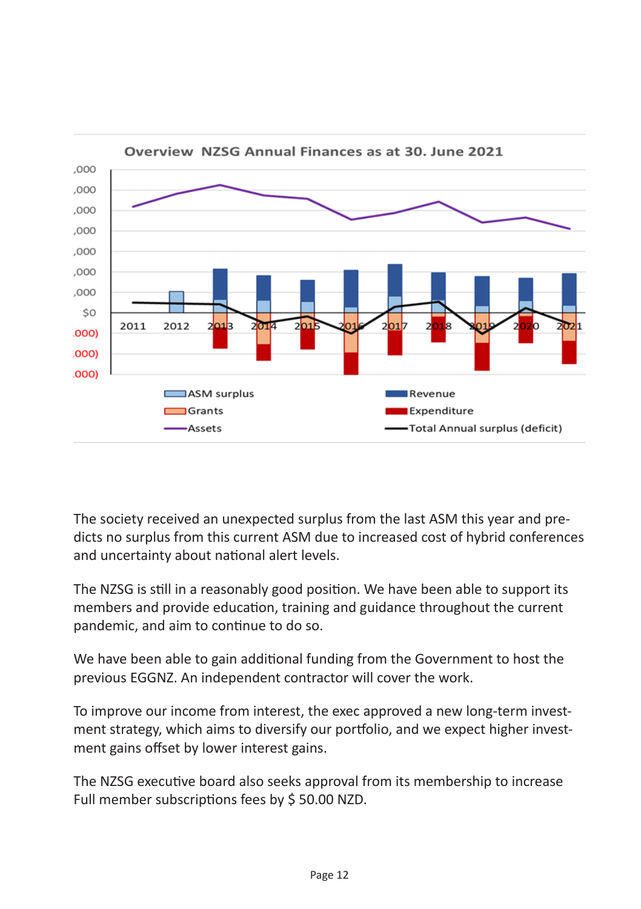**Overview NZSG Annual Finances as at 30. June 2021**

| | |
|---|---|
| ,000 | |
| ,000 | |
| ,000 | |
| ,000 | |
| ,000 | |
| ,000 | |
| ,000 | |
| $0 | |
| ,000) | |
| ,000) | |
| ,000) | |

2011 2012 2013 2014 2015 2016 2017 2018 2019 2020 2021

ASM surplus — Revenue — Grants — Expenditure — Assets — Total Annual surplus (deficit)

The society received an unexpected surplus from the last ASM this year and predicts no surplus from this current ASM due to increased cost of hybrid conferences and uncertainty about national alert levels.

The NZSG is still in a reasonably good position. We have been able to support its members and provide education, training and guidance throughout the current pandemic, and aim to continue to do so.

We have been able to gain additional funding from the Government to host the previous EGGNZ. An independent contractor will cover the work.

To improve our income from interest, the exec approved a new long-term investment strategy, which aims to diversify our portfolio, and we expect higher investment gains offset by lower interest gains.

The NZSG executive board also seeks approval from its membership to increase Full member subscriptions fees by $ 50.00 NZD.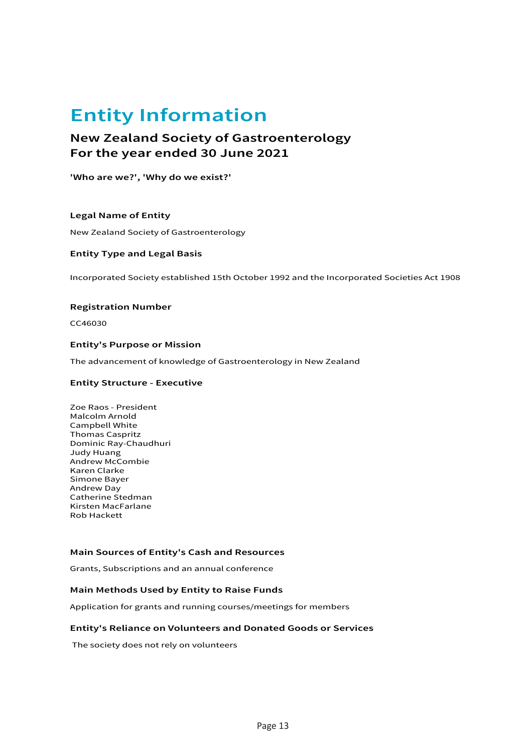# Entity Information

## New Zealand Society of Gastroenterology
## For the year ended 30 June 2021

**'Who are we?', 'Why do we exist?'**

### Legal Name of Entity

New Zealand Society of Gastroenterology

### Entity Type and Legal Basis

Incorporated Society established 15th October 1992 and the Incorporated Societies Act 1908

### Registration Number

CC46030

### Entity's Purpose or Mission

The advancement of knowledge of Gastroenterology in New Zealand

### Entity Structure - Executive

Zoe Raos - President
Malcolm Arnold
Campbell White
Thomas Caspritz
Dominic Ray-Chaudhuri
Judy Huang
Andrew McCombie
Karen Clarke
Simone Bayer
Andrew Day
Catherine Stedman
Kirsten MacFarlane
Rob Hackett

### Main Sources of Entity's Cash and Resources

Grants, Subscriptions and an annual conference

### Main Methods Used by Entity to Raise Funds

Application for grants and running courses/meetings for members

### Entity's Reliance on Volunteers and Donated Goods or Services

The society does not rely on volunteers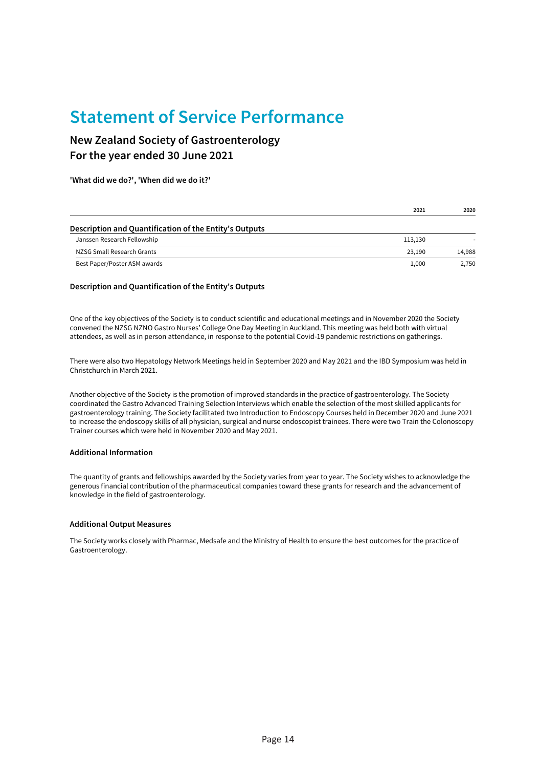# Statement of Service Performance

## New Zealand Society of Gastroenterology
## For the year ended 30 June 2021

**'What did we do?', 'When did we do it?'**

| | 2021 | 2020 |
|---|---|---|
| **Description and Quantification of the Entity's Outputs** | | |
| Janssen Research Fellowship | 113,130 | - |
| NZSG Small Research Grants | 23,190 | 14,988 |
| Best Paper/Poster ASM awards | 1,000 | 2,750 |

### Description and Quantification of the Entity's Outputs

One of the key objectives of the Society is to conduct scientific and educational meetings and in November 2020 the Society convened the NZSG NZNO Gastro Nurses' College One Day Meeting in Auckland. This meeting was held both with virtual attendees, as well as in person attendance, in response to the potential Covid-19 pandemic restrictions on gatherings.

There were also two Hepatology Network Meetings held in September 2020 and May 2021 and the IBD Symposium was held in Christchurch in March 2021.

Another objective of the Society is the promotion of improved standards in the practice of gastroenterology. The Society coordinated the Gastro Advanced Training Selection Interviews which enable the selection of the most skilled applicants for gastroenterology training. The Society facilitated two Introduction to Endoscopy Courses held in December 2020 and June 2021 to increase the endoscopy skills of all physician, surgical and nurse endoscopist trainees. There were two Train the Colonoscopy Trainer courses which were held in November 2020 and May 2021.

### Additional Information

The quantity of grants and fellowships awarded by the Society varies from year to year. The Society wishes to acknowledge the generous financial contribution of the pharmaceutical companies toward these grants for research and the advancement of knowledge in the field of gastroenterology.

### Additional Output Measures

The Society works closely with Pharmac, Medsafe and the Ministry of Health to ensure the best outcomes for the practice of Gastroenterology.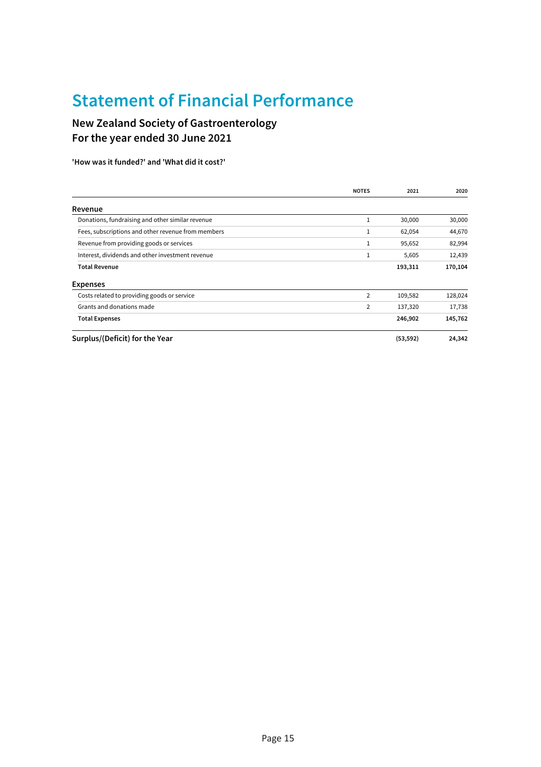# Statement of Financial Performance

## New Zealand Society of Gastroenterology
## For the year ended 30 June 2021

**'How was it funded?' and 'What did it cost?'**

| | NOTES | 2021 | 2020 |
|---|---|---|---|
| **Revenue** | | | |
| Donations, fundraising and other similar revenue | 1 | 30,000 | 30,000 |
| Fees, subscriptions and other revenue from members | 1 | 62,054 | 44,670 |
| Revenue from providing goods or services | 1 | 95,652 | 82,994 |
| Interest, dividends and other investment revenue | 1 | 5,605 | 12,439 |
| **Total Revenue** | | **193,311** | **170,104** |
| **Expenses** | | | |
| Costs related to providing goods or service | 2 | 109,582 | 128,024 |
| Grants and donations made | 2 | 137,320 | 17,738 |
| **Total Expenses** | | **246,902** | **145,762** |
| **Surplus/(Deficit) for the Year** | | **(53,592)** | **24,342** |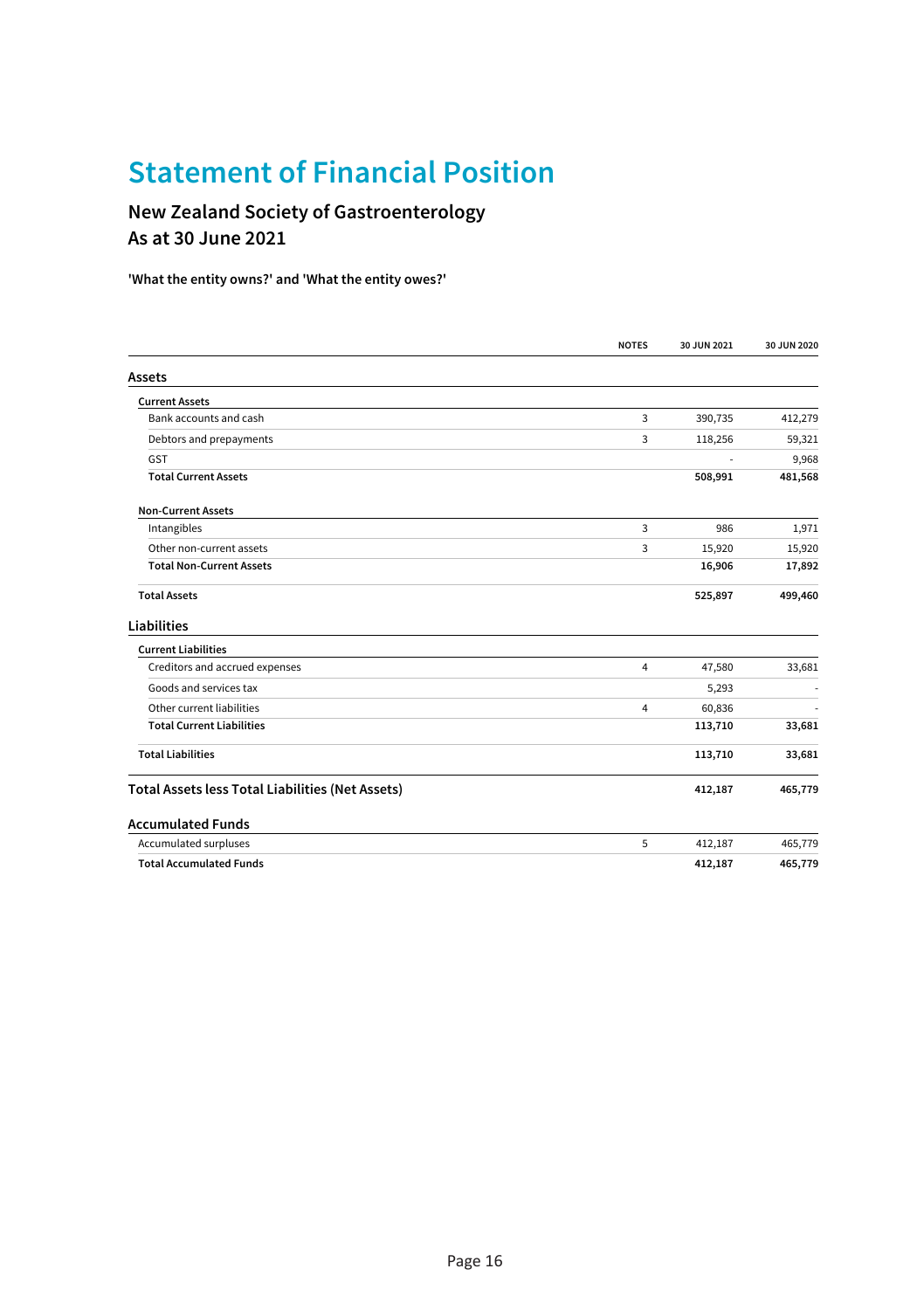# Statement of Financial Position

## New Zealand Society of Gastroenterology
## As at 30 June 2021

**'What the entity owns?' and 'What the entity owes?'**

| | NOTES | 30 JUN 2021 | 30 JUN 2020 |
|---|---|---|---|
| **Assets** | | | |
| **Current Assets** | | | |
| Bank accounts and cash | 3 | 390,735 | 412,279 |
| Debtors and prepayments | 3 | 118,256 | 59,321 |
| GST | | - | 9,968 |
| **Total Current Assets** | | **508,991** | **481,568** |
| **Non-Current Assets** | | | |
| Intangibles | 3 | 986 | 1,971 |
| Other non-current assets | 3 | 15,920 | 15,920 |
| **Total Non-Current Assets** | | **16,906** | **17,892** |
| **Total Assets** | | **525,897** | **499,460** |
| **Liabilities** | | | |
| **Current Liabilities** | | | |
| Creditors and accrued expenses | 4 | 47,580 | 33,681 |
| Goods and services tax | | 5,293 | - |
| Other current liabilities | 4 | 60,836 | - |
| **Total Current Liabilities** | | **113,710** | **33,681** |
| **Total Liabilities** | | **113,710** | **33,681** |
| **Total Assets less Total Liabilities (Net Assets)** | | **412,187** | **465,779** |
| **Accumulated Funds** | | | |
| Accumulated surpluses | 5 | 412,187 | 465,779 |
| **Total Accumulated Funds** | | **412,187** | **465,779** |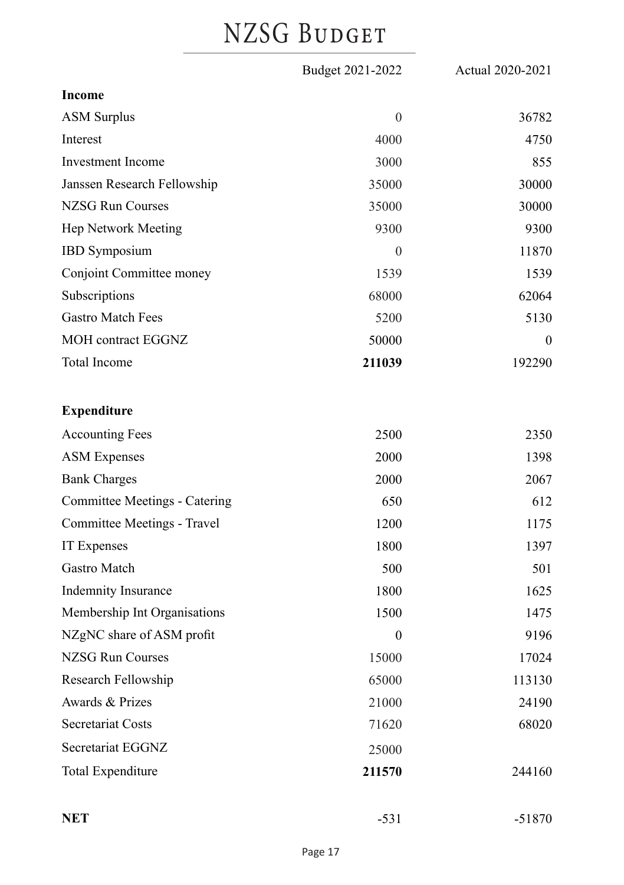# NZSG Budget

| | Budget 2021-2022 | Actual 2020-2021 |
|---|---|---|
| **Income** | | |
| ASM Surplus | 0 | 36782 |
| Interest | 4000 | 4750 |
| Investment Income | 3000 | 855 |
| Janssen Research Fellowship | 35000 | 30000 |
| NZSG Run Courses | 35000 | 30000 |
| Hep Network Meeting | 9300 | 9300 |
| IBD Symposium | 0 | 11870 |
| Conjoint Committee money | 1539 | 1539 |
| Subscriptions | 68000 | 62064 |
| Gastro Match Fees | 5200 | 5130 |
| MOH contract EGGNZ | 50000 | 0 |
| Total Income | **211039** | 192290 |
| | | |
| **Expenditure** | | |
| Accounting Fees | 2500 | 2350 |
| ASM Expenses | 2000 | 1398 |
| Bank Charges | 2000 | 2067 |
| Committee Meetings - Catering | 650 | 612 |
| Committee Meetings - Travel | 1200 | 1175 |
| IT Expenses | 1800 | 1397 |
| Gastro Match | 500 | 501 |
| Indemnity Insurance | 1800 | 1625 |
| Membership Int Organisations | 1500 | 1475 |
| NZgNC share of ASM profit | 0 | 9196 |
| NZSG Run Courses | 15000 | 17024 |
| Research Fellowship | 65000 | 113130 |
| Awards & Prizes | 21000 | 24190 |
| Secretariat Costs | 71620 | 68020 |
| Secretariat EGGNZ | 25000 | |
| Total Expenditure | **211570** | 244160 |
| | | |
| **NET** | -531 | -51870 |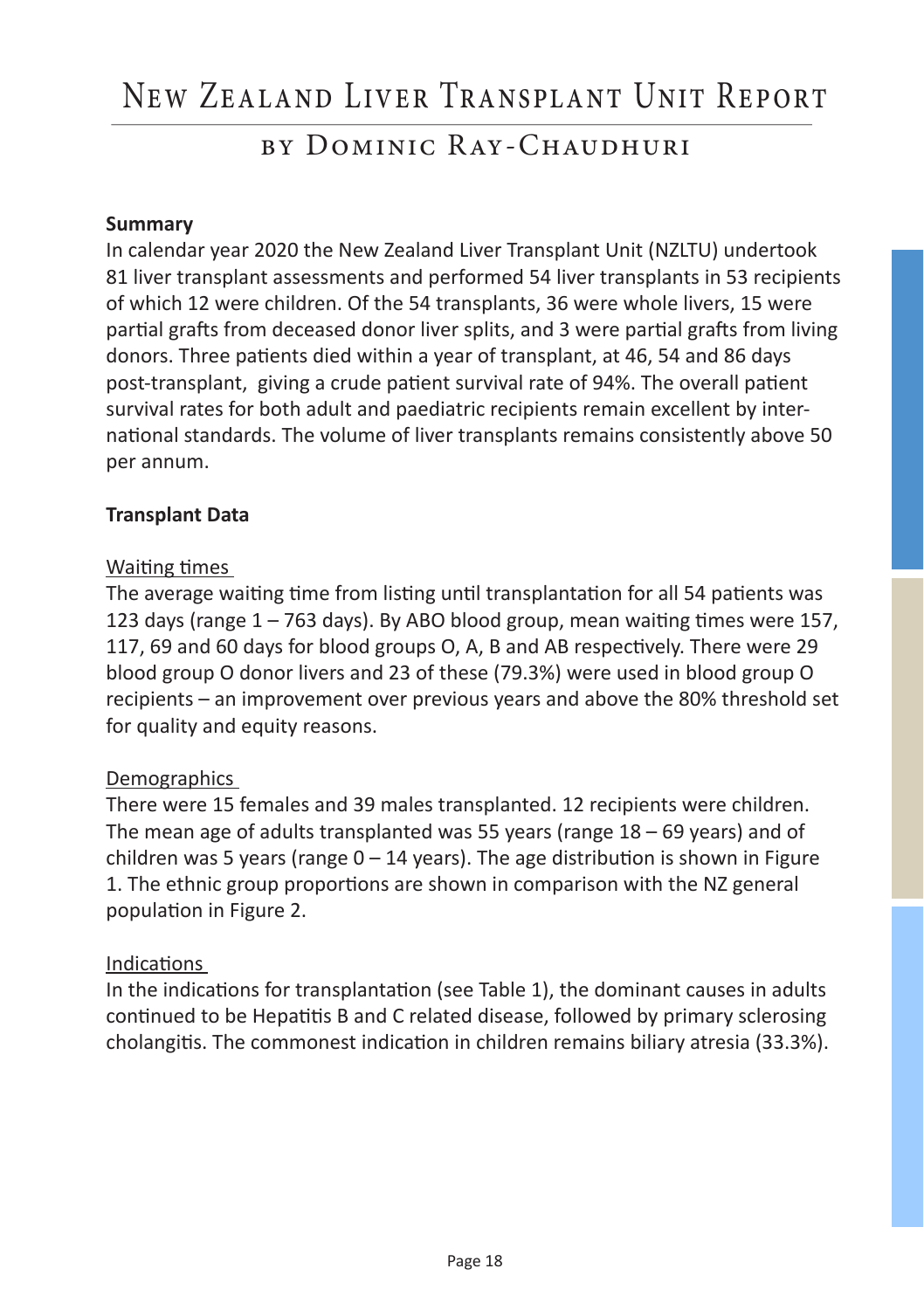# New Zealand Liver Transplant Unit Report

## by Dominic Ray-Chaudhuri

**Summary**

In calendar year 2020 the New Zealand Liver Transplant Unit (NZLTU) undertook 81 liver transplant assessments and performed 54 liver transplants in 53 recipients of which 12 were children. Of the 54 transplants, 36 were whole livers, 15 were partial grafts from deceased donor liver splits, and 3 were partial grafts from living donors. Three patients died within a year of transplant, at 46, 54 and 86 days post-transplant, giving a crude patient survival rate of 94%. The overall patient survival rates for both adult and paediatric recipients remain excellent by international standards. The volume of liver transplants remains consistently above 50 per annum.

**Transplant Data**

Waiting times

The average waiting time from listing until transplantation for all 54 patients was 123 days (range 1 – 763 days). By ABO blood group, mean waiting times were 157, 117, 69 and 60 days for blood groups O, A, B and AB respectively. There were 29 blood group O donor livers and 23 of these (79.3%) were used in blood group O recipients – an improvement over previous years and above the 80% threshold set for quality and equity reasons.

Demographics

There were 15 females and 39 males transplanted. 12 recipients were children. The mean age of adults transplanted was 55 years (range 18 – 69 years) and of children was 5 years (range 0 – 14 years). The age distribution is shown in Figure 1. The ethnic group proportions are shown in comparison with the NZ general population in Figure 2.

Indications

In the indications for transplantation (see Table 1), the dominant causes in adults continued to be Hepatitis B and C related disease, followed by primary sclerosing cholangitis. The commonest indication in children remains biliary atresia (33.3%).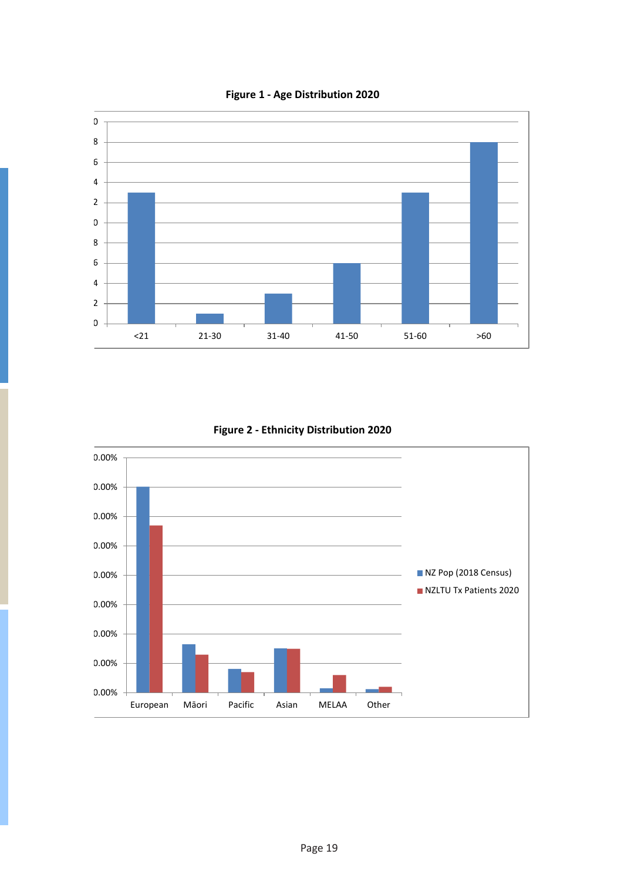**Figure 1 - Age Distribution 2020**

**Figure 2 - Ethnicity Distribution 2020**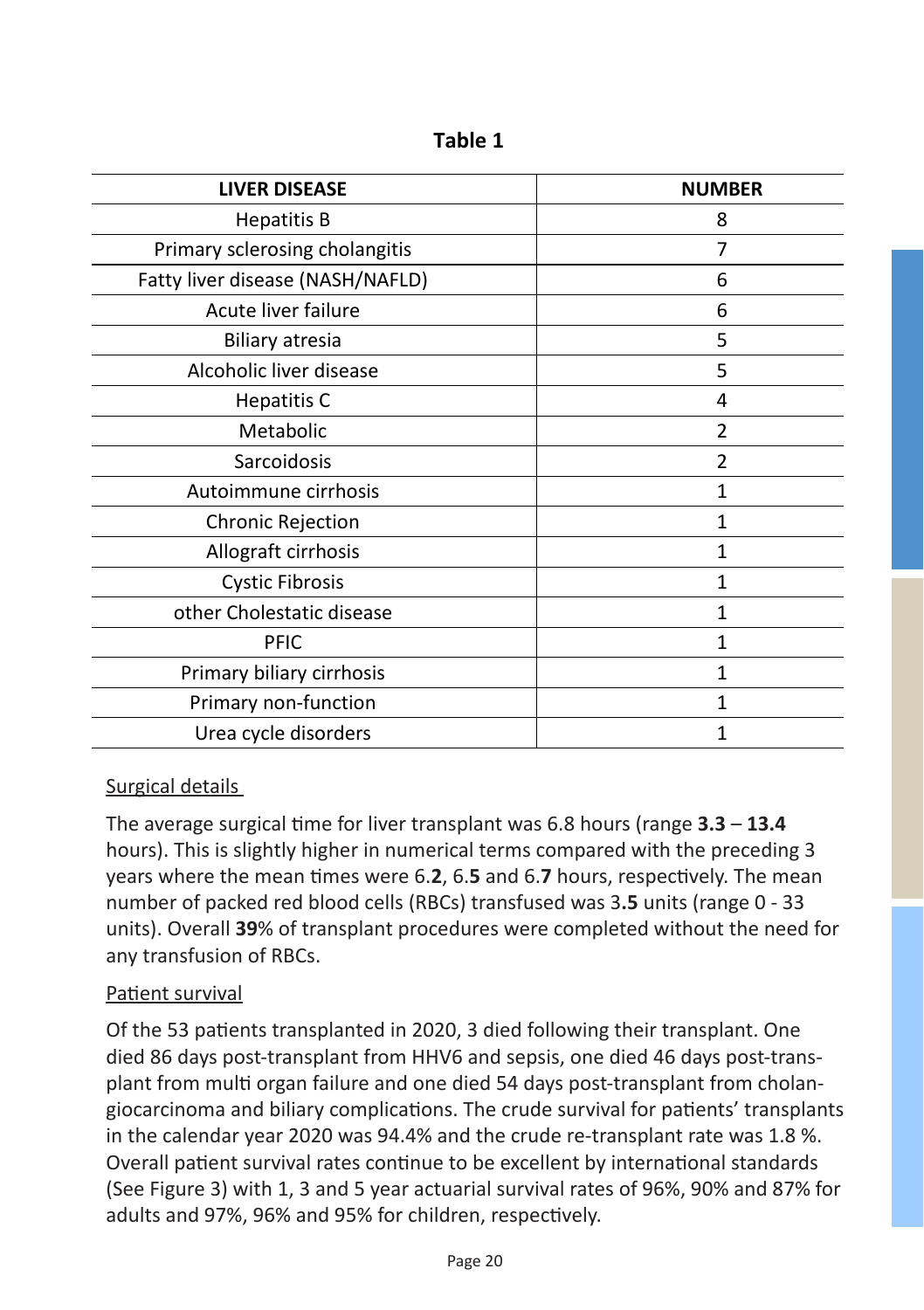**Table 1**

| LIVER DISEASE | NUMBER |
|---|---|
| Hepatitis B | 8 |
| Primary sclerosing cholangitis | 7 |
| Fatty liver disease (NASH/NAFLD) | 6 |
| Acute liver failure | 6 |
| Biliary atresia | 5 |
| Alcoholic liver disease | 5 |
| Hepatitis C | 4 |
| Metabolic | 2 |
| Sarcoidosis | 2 |
| Autoimmune cirrhosis | 1 |
| Chronic Rejection | 1 |
| Allograft cirrhosis | 1 |
| Cystic Fibrosis | 1 |
| other Cholestatic disease | 1 |
| PFIC | 1 |
| Primary biliary cirrhosis | 1 |
| Primary non-function | 1 |
| Urea cycle disorders | 1 |

Surgical details

The average surgical time for liver transplant was 6.8 hours (range **3.3** – **13.4** hours). This is slightly higher in numerical terms compared with the preceding 3 years where the mean times were 6.**2**, 6.**5** and 6.**7** hours, respectively. The mean number of packed red blood cells (RBCs) transfused was 3**.5** units (range 0 - 33 units). Overall **39**% of transplant procedures were completed without the need for any transfusion of RBCs.

Patient survival

Of the 53 patients transplanted in 2020, 3 died following their transplant. One died 86 days post-transplant from HHV6 and sepsis, one died 46 days post-transplant from multi organ failure and one died 54 days post-transplant from cholangiocarcinoma and biliary complications. The crude survival for patients' transplants in the calendar year 2020 was 94.4% and the crude re-transplant rate was 1.8 %. Overall patient survival rates continue to be excellent by international standards (See Figure 3) with 1, 3 and 5 year actuarial survival rates of 96%, 90% and 87% for adults and 97%, 96% and 95% for children, respectively.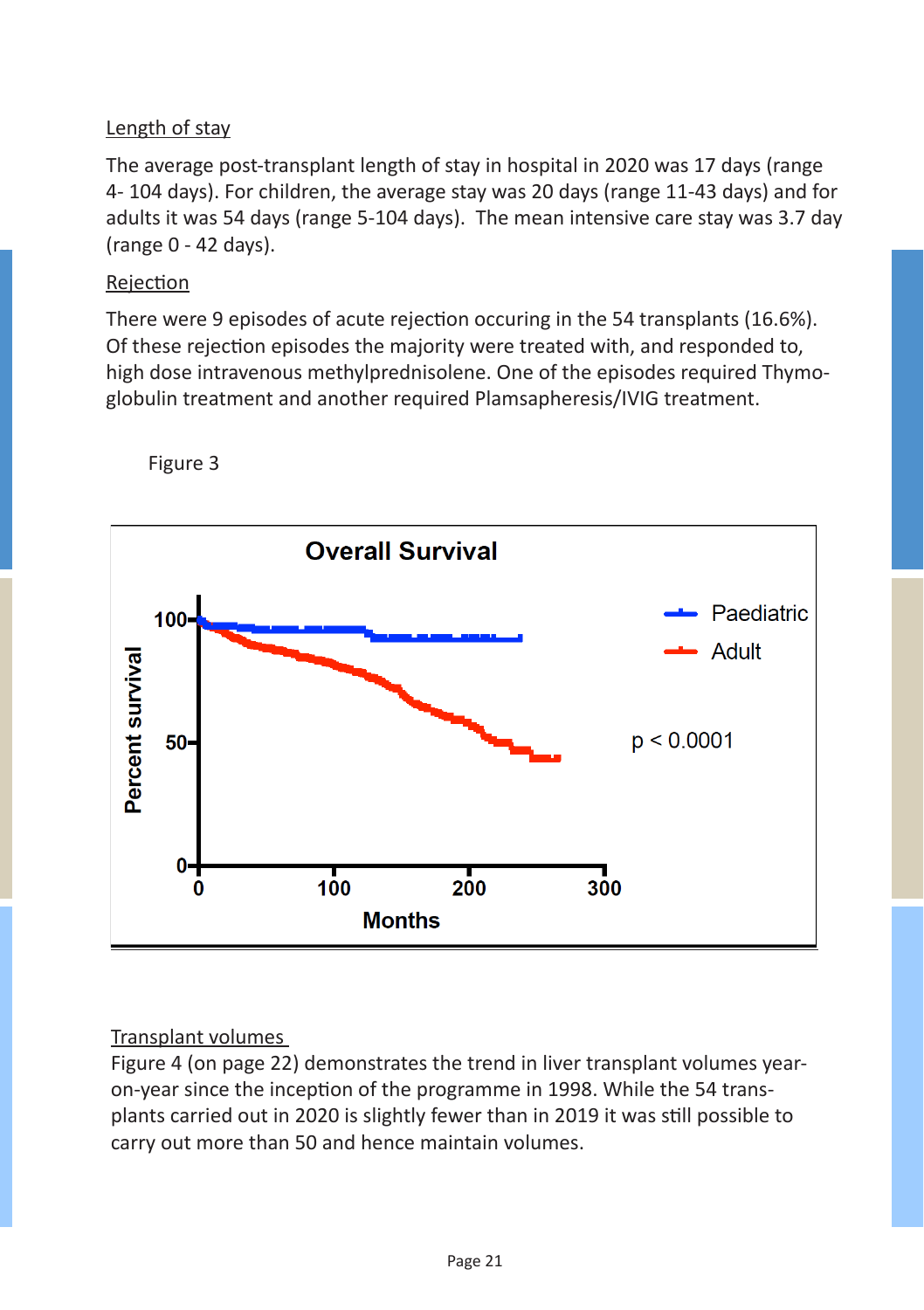Length of stay

The average post-transplant length of stay in hospital in 2020 was 17 days (range 4- 104 days). For children, the average stay was 20 days (range 11-43 days) and for adults it was 54 days (range 5-104 days).  The mean intensive care stay was 3.7 day (range 0 - 42 days).

Rejection

There were 9 episodes of acute rejection occuring in the 54 transplants (16.6%). Of these rejection episodes the majority were treated with, and responded to, high dose intravenous methylprednisolene. One of the episodes required Thymoglobulin treatment and another required Plamsapheresis/IVIG treatment.

Figure 3

**Overall Survival**

Percent survival

Months

Paediatric

Adult

$p < 0.0001$

Transplant volumes

Figure 4 (on page 22) demonstrates the trend in liver transplant volumes year-on-year since the inception of the programme in 1998. While the 54 transplants carried out in 2020 is slightly fewer than in 2019 it was still possible to carry out more than 50 and hence maintain volumes.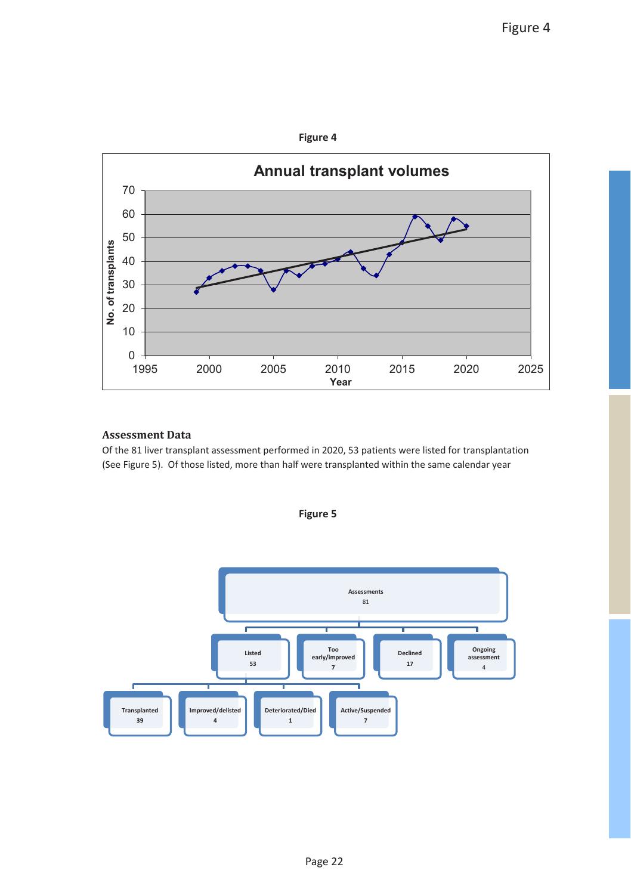Figure 4

**Figure 4**

**Annual transplant volumes**

### Assessment Data

Of the 81 liver transplant assessment performed in 2020, 53 patients were listed for transplantation (See Figure 5). Of those listed, more than half were transplanted within the same calendar year

**Figure 5**

- Assessments 81
  - Listed 53
    - Transplanted 39
    - Improved/delisted 4
    - Deteriorated/Died 1
    - Active/Suspended 7
  - Too early/improved 7
  - Declined 17
  - Ongoing assessment 4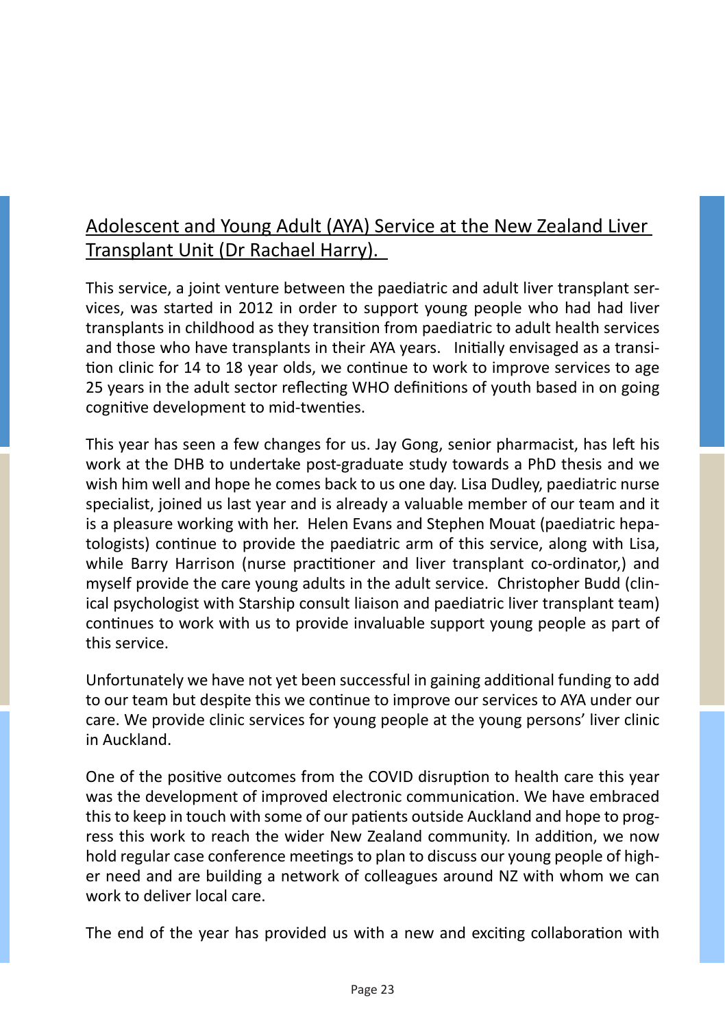## Adolescent and Young Adult (AYA) Service at the New Zealand Liver Transplant Unit (Dr Rachael Harry).

This service, a joint venture between the paediatric and adult liver transplant services, was started in 2012 in order to support young people who had had liver transplants in childhood as they transition from paediatric to adult health services and those who have transplants in their AYA years. Initially envisaged as a transition clinic for 14 to 18 year olds, we continue to work to improve services to age 25 years in the adult sector reflecting WHO definitions of youth based in on going cognitive development to mid-twenties.

This year has seen a few changes for us. Jay Gong, senior pharmacist, has left his work at the DHB to undertake post-graduate study towards a PhD thesis and we wish him well and hope he comes back to us one day. Lisa Dudley, paediatric nurse specialist, joined us last year and is already a valuable member of our team and it is a pleasure working with her. Helen Evans and Stephen Mouat (paediatric hepatologists) continue to provide the paediatric arm of this service, along with Lisa, while Barry Harrison (nurse practitioner and liver transplant co-ordinator,) and myself provide the care young adults in the adult service. Christopher Budd (clinical psychologist with Starship consult liaison and paediatric liver transplant team) continues to work with us to provide invaluable support young people as part of this service.

Unfortunately we have not yet been successful in gaining additional funding to add to our team but despite this we continue to improve our services to AYA under our care. We provide clinic services for young people at the young persons' liver clinic in Auckland.

One of the positive outcomes from the COVID disruption to health care this year was the development of improved electronic communication. We have embraced this to keep in touch with some of our patients outside Auckland and hope to progress this work to reach the wider New Zealand community. In addition, we now hold regular case conference meetings to plan to discuss our young people of higher need and are building a network of colleagues around NZ with whom we can work to deliver local care.

The end of the year has provided us with a new and exciting collaboration with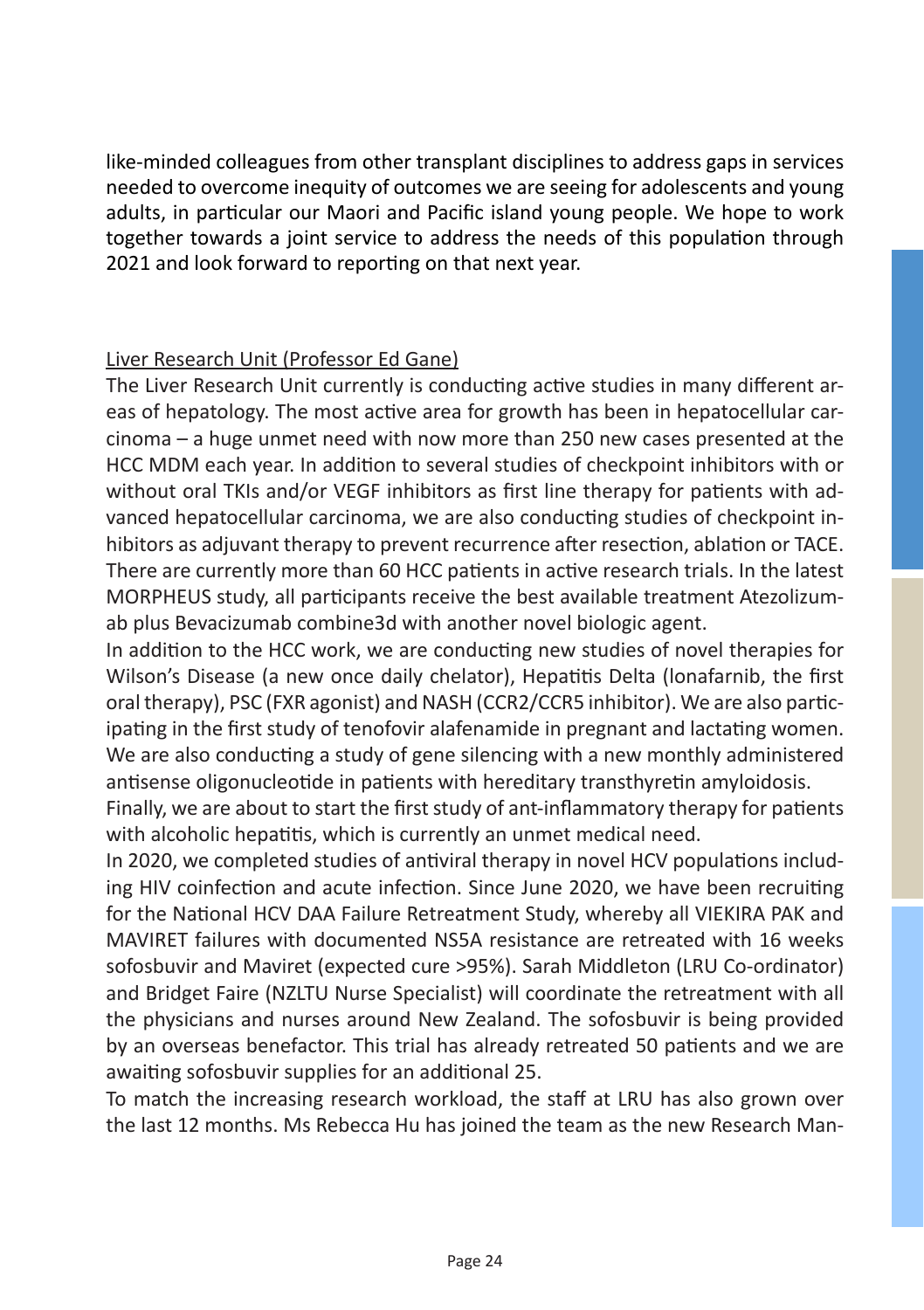like-minded colleagues from other transplant disciplines to address gaps in services needed to overcome inequity of outcomes we are seeing for adolescents and young adults, in particular our Maori and Pacific island young people. We hope to work together towards a joint service to address the needs of this population through 2021 and look forward to reporting on that next year.

Liver Research Unit (Professor Ed Gane)

The Liver Research Unit currently is conducting active studies in many different areas of hepatology. The most active area for growth has been in hepatocellular carcinoma – a huge unmet need with now more than 250 new cases presented at the HCC MDM each year. In addition to several studies of checkpoint inhibitors with or without oral TKIs and/or VEGF inhibitors as first line therapy for patients with advanced hepatocellular carcinoma, we are also conducting studies of checkpoint inhibitors as adjuvant therapy to prevent recurrence after resection, ablation or TACE. There are currently more than 60 HCC patients in active research trials. In the latest MORPHEUS study, all participants receive the best available treatment Atezolizumab plus Bevacizumab combine3d with another novel biologic agent.

In addition to the HCC work, we are conducting new studies of novel therapies for Wilson's Disease (a new once daily chelator), Hepatitis Delta (lonafarnib, the first oral therapy), PSC (FXR agonist) and NASH (CCR2/CCR5 inhibitor). We are also participating in the first study of tenofovir alafenamide in pregnant and lactating women. We are also conducting a study of gene silencing with a new monthly administered antisense oligonucleotide in patients with hereditary transthyretin amyloidosis.

Finally, we are about to start the first study of ant-inflammatory therapy for patients with alcoholic hepatitis, which is currently an unmet medical need.

In 2020, we completed studies of antiviral therapy in novel HCV populations including HIV coinfection and acute infection. Since June 2020, we have been recruiting for the National HCV DAA Failure Retreatment Study, whereby all VIEKIRA PAK and MAVIRET failures with documented NS5A resistance are retreated with 16 weeks sofosbuvir and Maviret (expected cure >95%). Sarah Middleton (LRU Co-ordinator) and Bridget Faire (NZLTU Nurse Specialist) will coordinate the retreatment with all the physicians and nurses around New Zealand. The sofosbuvir is being provided by an overseas benefactor. This trial has already retreated 50 patients and we are awaiting sofosbuvir supplies for an additional 25.

To match the increasing research workload, the staff at LRU has also grown over the last 12 months. Ms Rebecca Hu has joined the team as the new Research Man-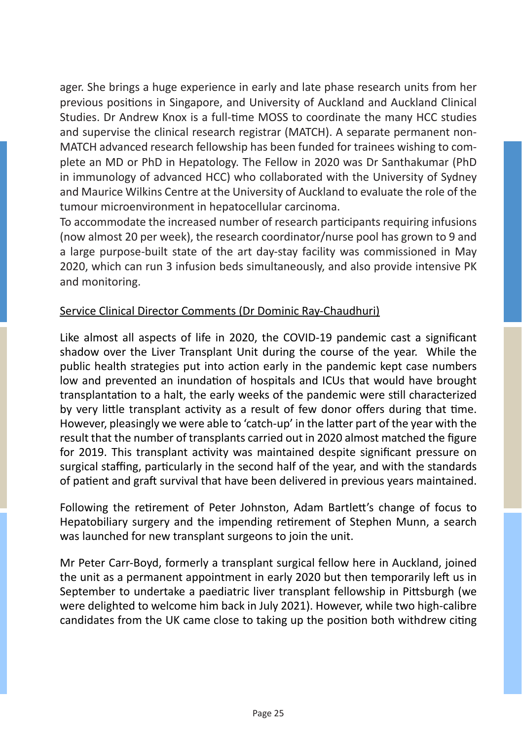ager. She brings a huge experience in early and late phase research units from her previous positions in Singapore, and University of Auckland and Auckland Clinical Studies. Dr Andrew Knox is a full-time MOSS to coordinate the many HCC studies and supervise the clinical research registrar (MATCH). A separate permanent non-MATCH advanced research fellowship has been funded for trainees wishing to complete an MD or PhD in Hepatology. The Fellow in 2020 was Dr Santhakumar (PhD in immunology of advanced HCC) who collaborated with the University of Sydney and Maurice Wilkins Centre at the University of Auckland to evaluate the role of the tumour microenvironment in hepatocellular carcinoma.

To accommodate the increased number of research participants requiring infusions (now almost 20 per week), the research coordinator/nurse pool has grown to 9 and a large purpose-built state of the art day-stay facility was commissioned in May 2020, which can run 3 infusion beds simultaneously, and also provide intensive PK and monitoring.

<u>Service Clinical Director Comments (Dr Dominic Ray-Chaudhuri)</u>

Like almost all aspects of life in 2020, the COVID-19 pandemic cast a significant shadow over the Liver Transplant Unit during the course of the year. While the public health strategies put into action early in the pandemic kept case numbers low and prevented an inundation of hospitals and ICUs that would have brought transplantation to a halt, the early weeks of the pandemic were still characterized by very little transplant activity as a result of few donor offers during that time. However, pleasingly we were able to 'catch-up' in the latter part of the year with the result that the number of transplants carried out in 2020 almost matched the figure for 2019. This transplant activity was maintained despite significant pressure on surgical staffing, particularly in the second half of the year, and with the standards of patient and graft survival that have been delivered in previous years maintained.

Following the retirement of Peter Johnston, Adam Bartlett's change of focus to Hepatobiliary surgery and the impending retirement of Stephen Munn, a search was launched for new transplant surgeons to join the unit.

Mr Peter Carr-Boyd, formerly a transplant surgical fellow here in Auckland, joined the unit as a permanent appointment in early 2020 but then temporarily left us in September to undertake a paediatric liver transplant fellowship in Pittsburgh (we were delighted to welcome him back in July 2021). However, while two high-calibre candidates from the UK came close to taking up the position both withdrew citing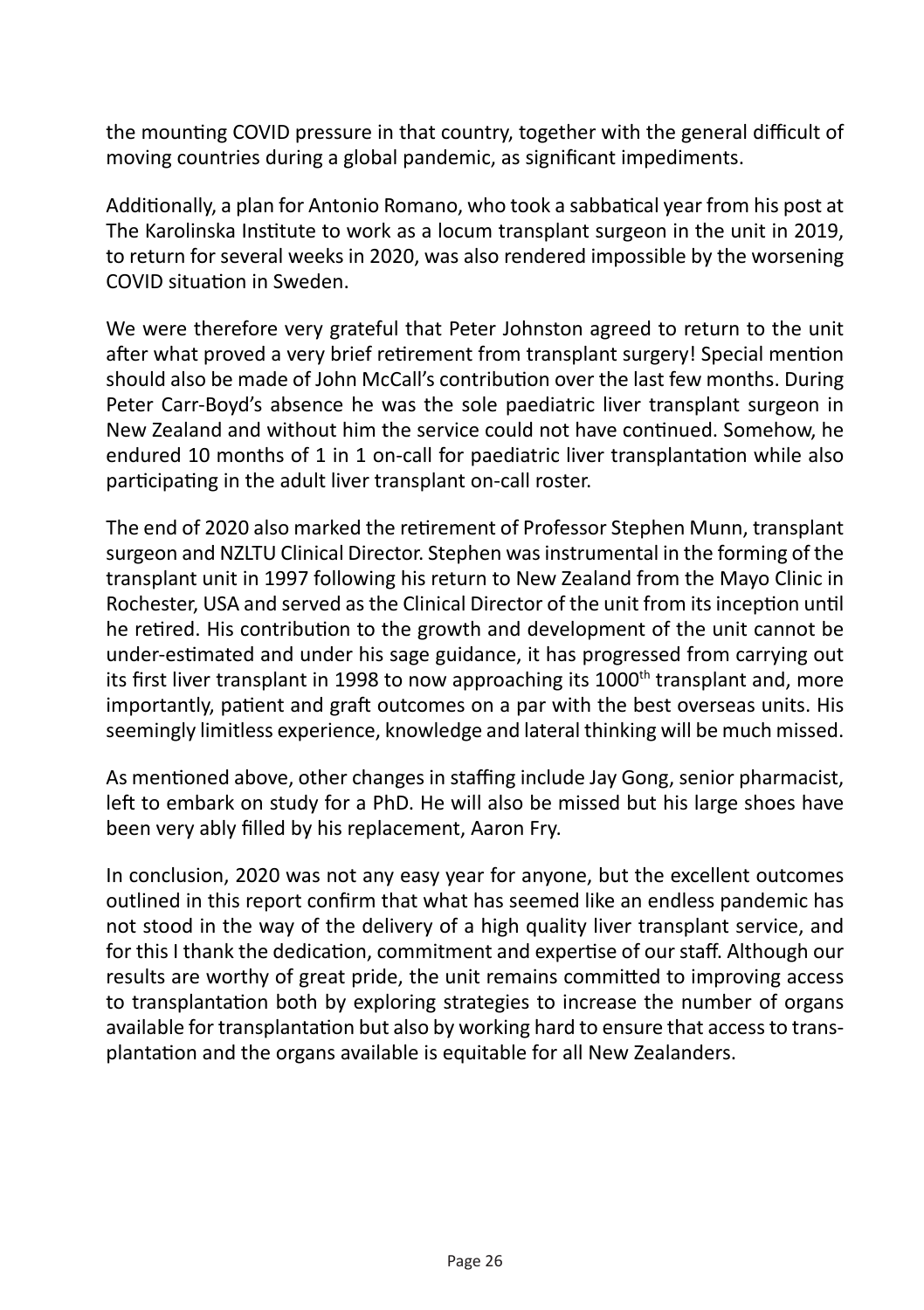the mounting COVID pressure in that country, together with the general difficult of moving countries during a global pandemic, as significant impediments.

Additionally, a plan for Antonio Romano, who took a sabbatical year from his post at The Karolinska Institute to work as a locum transplant surgeon in the unit in 2019, to return for several weeks in 2020, was also rendered impossible by the worsening COVID situation in Sweden.

We were therefore very grateful that Peter Johnston agreed to return to the unit after what proved a very brief retirement from transplant surgery! Special mention should also be made of John McCall's contribution over the last few months. During Peter Carr-Boyd's absence he was the sole paediatric liver transplant surgeon in New Zealand and without him the service could not have continued. Somehow, he endured 10 months of 1 in 1 on-call for paediatric liver transplantation while also participating in the adult liver transplant on-call roster.

The end of 2020 also marked the retirement of Professor Stephen Munn, transplant surgeon and NZLTU Clinical Director. Stephen was instrumental in the forming of the transplant unit in 1997 following his return to New Zealand from the Mayo Clinic in Rochester, USA and served as the Clinical Director of the unit from its inception until he retired. His contribution to the growth and development of the unit cannot be under-estimated and under his sage guidance, it has progressed from carrying out its first liver transplant in 1998 to now approaching its 1000th transplant and, more importantly, patient and graft outcomes on a par with the best overseas units. His seemingly limitless experience, knowledge and lateral thinking will be much missed.

As mentioned above, other changes in staffing include Jay Gong, senior pharmacist, left to embark on study for a PhD. He will also be missed but his large shoes have been very ably filled by his replacement, Aaron Fry.

In conclusion, 2020 was not any easy year for anyone, but the excellent outcomes outlined in this report confirm that what has seemed like an endless pandemic has not stood in the way of the delivery of a high quality liver transplant service, and for this I thank the dedication, commitment and expertise of our staff. Although our results are worthy of great pride, the unit remains committed to improving access to transplantation both by exploring strategies to increase the number of organs available for transplantation but also by working hard to ensure that access to transplantation and the organs available is equitable for all New Zealanders.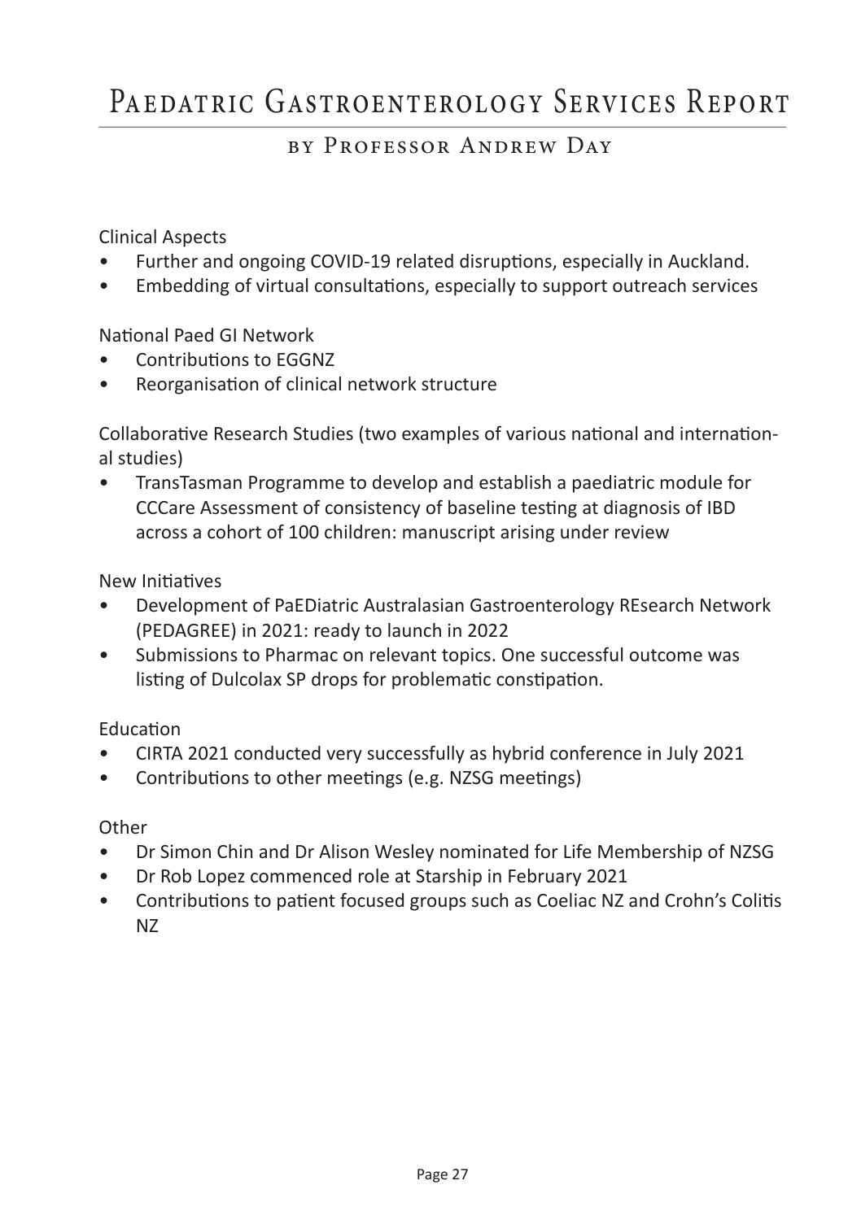# Paediatric Gastroenterology Services Report

## by Professor Andrew Day

Clinical Aspects

- Further and ongoing COVID-19 related disruptions, especially in Auckland.
- Embedding of virtual consultations, especially to support outreach services

National Paed GI Network

- Contributions to EGGNZ
- Reorganisation of clinical network structure

Collaborative Research Studies (two examples of various national and international studies)

- TransTasman Programme to develop and establish a paediatric module for CCCare Assessment of consistency of baseline testing at diagnosis of IBD across a cohort of 100 children: manuscript arising under review

New Initiatives

- Development of PaEDiatric Australasian Gastroenterology REsearch Network (PEDAGREE) in 2021: ready to launch in 2022
- Submissions to Pharmac on relevant topics. One successful outcome was listing of Dulcolax SP drops for problematic constipation.

Education

- CIRTA 2021 conducted very successfully as hybrid conference in July 2021
- Contributions to other meetings (e.g. NZSG meetings)

Other

- Dr Simon Chin and Dr Alison Wesley nominated for Life Membership of NZSG
- Dr Rob Lopez commenced role at Starship in February 2021
- Contributions to patient focused groups such as Coeliac NZ and Crohn's Colitis NZ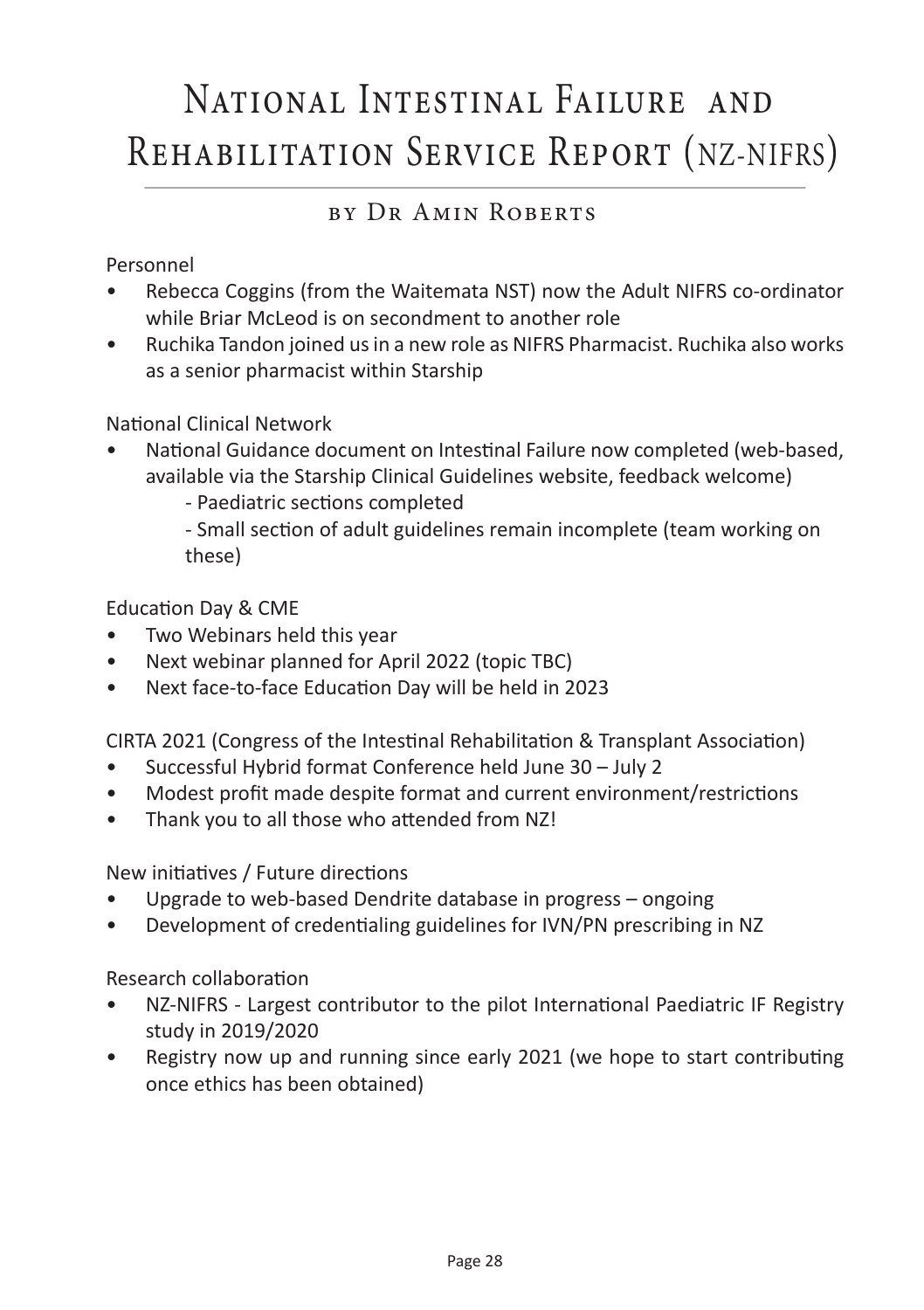# National Intestinal Failure and Rehabilitation Service Report (NZ-NIFRS)

## by Dr Amin Roberts

Personnel

- Rebecca Coggins (from the Waitemata NST) now the Adult NIFRS co-ordinator while Briar McLeod is on secondment to another role
- Ruchika Tandon joined us in a new role as NIFRS Pharmacist. Ruchika also works as a senior pharmacist within Starship

National Clinical Network

- National Guidance document on Intestinal Failure now completed (web-based, available via the Starship Clinical Guidelines website, feedback welcome)
  - Paediatric sections completed
  - Small section of adult guidelines remain incomplete (team working on these)

Education Day & CME

- Two Webinars held this year
- Next webinar planned for April 2022 (topic TBC)
- Next face-to-face Education Day will be held in 2023

CIRTA 2021 (Congress of the Intestinal Rehabilitation & Transplant Association)

- Successful Hybrid format Conference held June 30 – July 2
- Modest profit made despite format and current environment/restrictions
- Thank you to all those who attended from NZ!

New initiatives / Future directions

- Upgrade to web-based Dendrite database in progress – ongoing
- Development of credentialing guidelines for IVN/PN prescribing in NZ

Research collaboration

- NZ-NIFRS - Largest contributor to the pilot International Paediatric IF Registry study in 2019/2020
- Registry now up and running since early 2021 (we hope to start contributing once ethics has been obtained)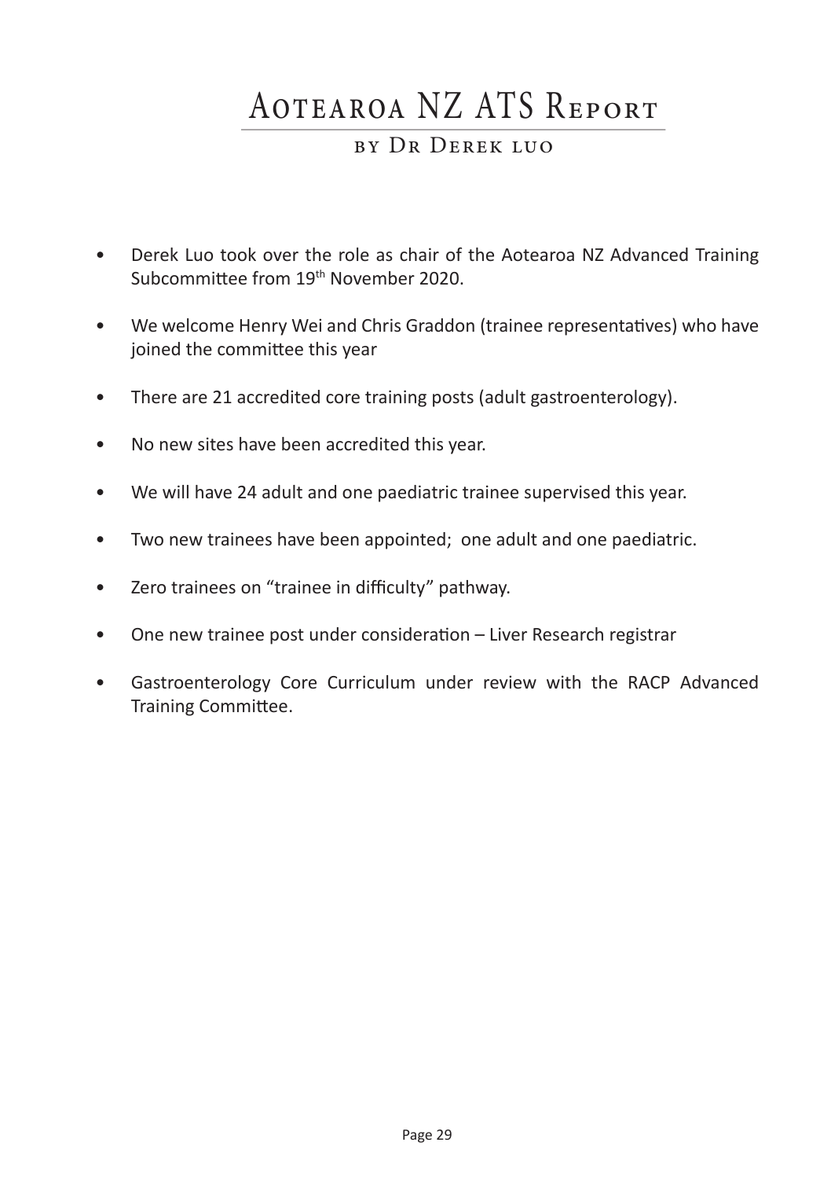# Aotearoa NZ ATS Report

### by Dr Derek Luo

- Derek Luo took over the role as chair of the Aotearoa NZ Advanced Training Subcommittee from 19th November 2020.
- We welcome Henry Wei and Chris Graddon (trainee representatives) who have joined the committee this year
- There are 21 accredited core training posts (adult gastroenterology).
- No new sites have been accredited this year.
- We will have 24 adult and one paediatric trainee supervised this year.
- Two new trainees have been appointed; one adult and one paediatric.
- Zero trainees on "trainee in difficulty" pathway.
- One new trainee post under consideration – Liver Research registrar
- Gastroenterology Core Curriculum under review with the RACP Advanced Training Committee.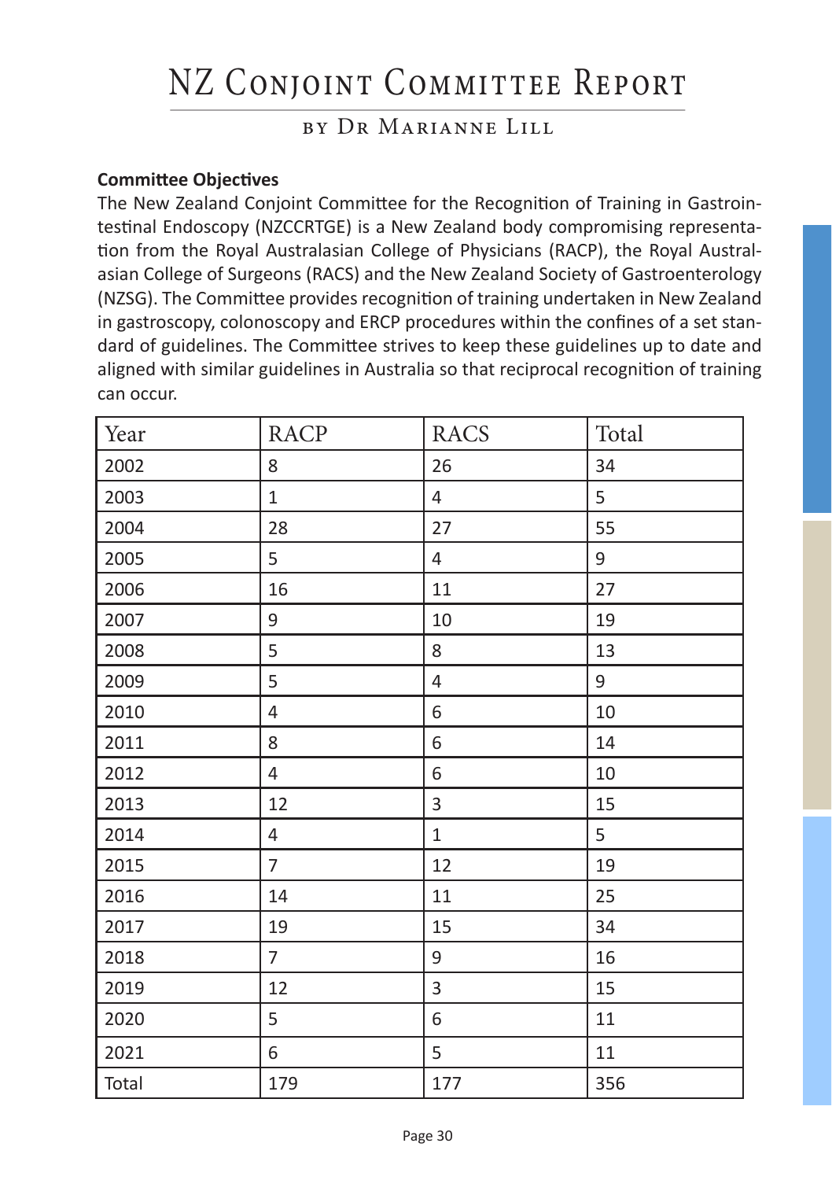# NZ Conjoint Committee Report

## by Dr Marianne Lill

**Committee Objectives**

The New Zealand Conjoint Committee for the Recognition of Training in Gastrointestinal Endoscopy (NZCCRTGE) is a New Zealand body compromising representation from the Royal Australasian College of Physicians (RACP), the Royal Australasian College of Surgeons (RACS) and the New Zealand Society of Gastroenterology (NZSG). The Committee provides recognition of training undertaken in New Zealand in gastroscopy, colonoscopy and ERCP procedures within the confines of a set standard of guidelines. The Committee strives to keep these guidelines up to date and aligned with similar guidelines in Australia so that reciprocal recognition of training can occur.

| Year | RACP | RACS | Total |
|---|---|---|---|
| 2002 | 8 | 26 | 34 |
| 2003 | 1 | 4 | 5 |
| 2004 | 28 | 27 | 55 |
| 2005 | 5 | 4 | 9 |
| 2006 | 16 | 11 | 27 |
| 2007 | 9 | 10 | 19 |
| 2008 | 5 | 8 | 13 |
| 2009 | 5 | 4 | 9 |
| 2010 | 4 | 6 | 10 |
| 2011 | 8 | 6 | 14 |
| 2012 | 4 | 6 | 10 |
| 2013 | 12 | 3 | 15 |
| 2014 | 4 | 1 | 5 |
| 2015 | 7 | 12 | 19 |
| 2016 | 14 | 11 | 25 |
| 2017 | 19 | 15 | 34 |
| 2018 | 7 | 9 | 16 |
| 2019 | 12 | 3 | 15 |
| 2020 | 5 | 6 | 11 |
| 2021 | 6 | 5 | 11 |
| Total | 179 | 177 | 356 |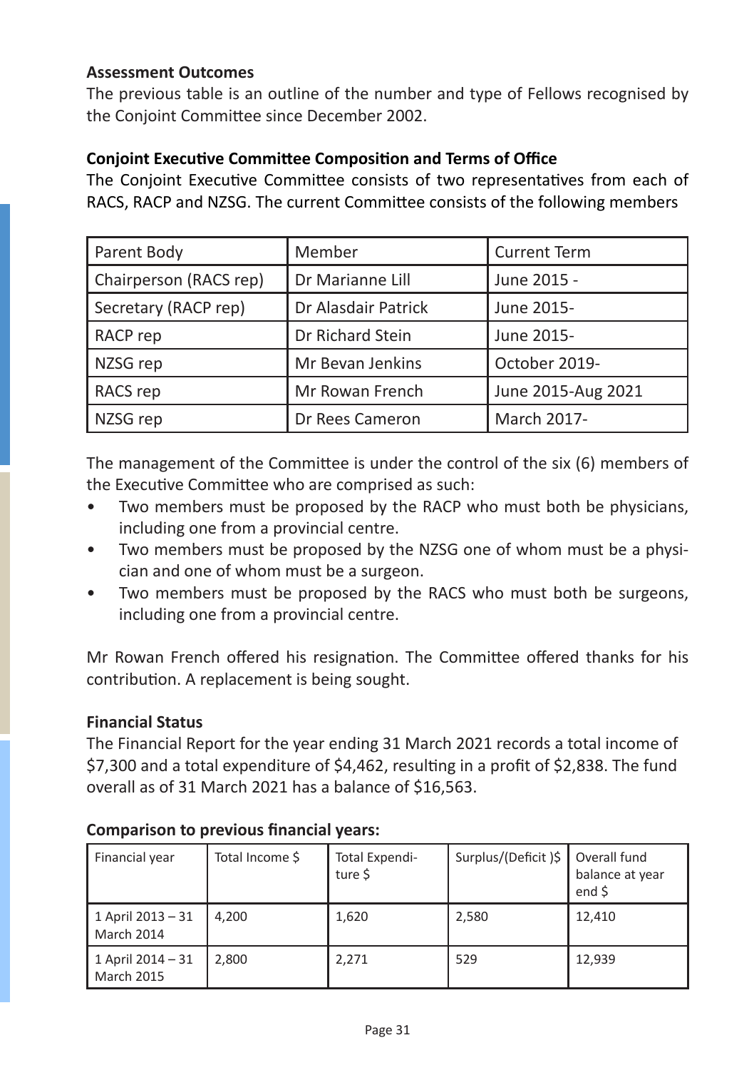**Assessment Outcomes**

The previous table is an outline of the number and type of Fellows recognised by the Conjoint Committee since December 2002.

**Conjoint Executive Committee Composition and Terms of Office**

The Conjoint Executive Committee consists of two representatives from each of RACS, RACP and NZSG. The current Committee consists of the following members

| Parent Body | Member | Current Term |
|---|---|---|
| Chairperson (RACS rep) | Dr Marianne Lill | June 2015 - |
| Secretary (RACP rep) | Dr Alasdair Patrick | June 2015- |
| RACP rep | Dr Richard Stein | June 2015- |
| NZSG rep | Mr Bevan Jenkins | October 2019- |
| RACS rep | Mr Rowan French | June 2015-Aug 2021 |
| NZSG rep | Dr Rees Cameron | March 2017- |

The management of the Committee is under the control of the six (6) members of the Executive Committee who are comprised as such:

- Two members must be proposed by the RACP who must both be physicians, including one from a provincial centre.
- Two members must be proposed by the NZSG one of whom must be a physician and one of whom must be a surgeon.
- Two members must be proposed by the RACS who must both be surgeons, including one from a provincial centre.

Mr Rowan French offered his resignation. The Committee offered thanks for his contribution. A replacement is being sought.

**Financial Status**

The Financial Report for the year ending 31 March 2021 records a total income of $7,300 and a total expenditure of $4,462, resulting in a profit of $2,838. The fund overall as of 31 March 2021 has a balance of $16,563.

**Comparison to previous financial years:**

| Financial year | Total Income $ | Total Expenditure $ | Surplus/(Deficit )$ | Overall fund balance at year end $ |
|---|---|---|---|---|
| 1 April 2013 – 31 March 2014 | 4,200 | 1,620 | 2,580 | 12,410 |
| 1 April 2014 – 31 March 2015 | 2,800 | 2,271 | 529 | 12,939 |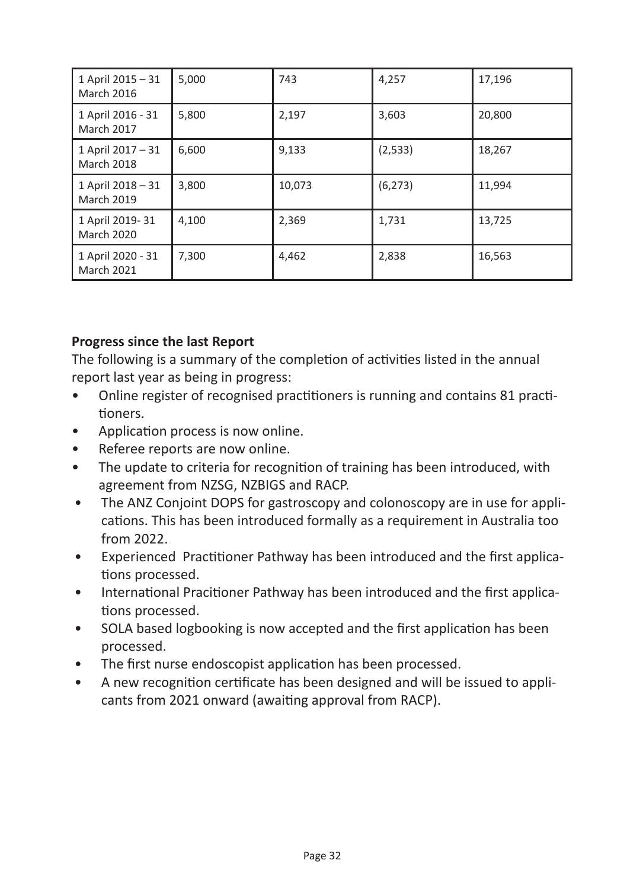| 1 April 2015 – 31 March 2016 | 5,000 | 743 | 4,257 | 17,196 |
|---|---|---|---|---|
| 1 April 2016 - 31 March 2017 | 5,800 | 2,197 | 3,603 | 20,800 |
| 1 April 2017 – 31 March 2018 | 6,600 | 9,133 | (2,533) | 18,267 |
| 1 April 2018 – 31 March 2019 | 3,800 | 10,073 | (6,273) | 11,994 |
| 1 April 2019- 31 March 2020 | 4,100 | 2,369 | 1,731 | 13,725 |
| 1 April 2020 - 31 March 2021 | 7,300 | 4,462 | 2,838 | 16,563 |

**Progress since the last Report**

The following is a summary of the completion of activities listed in the annual report last year as being in progress:

- Online register of recognised practitioners is running and contains 81 practitioners.
- Application process is now online.
- Referee reports are now online.
- The update to criteria for recognition of training has been introduced, with agreement from NZSG, NZBIGS and RACP.
- The ANZ Conjoint DOPS for gastroscopy and colonoscopy are in use for applications. This has been introduced formally as a requirement in Australia too from 2022.
- Experienced Practitioner Pathway has been introduced and the first applications processed.
- International Pracitioner Pathway has been introduced and the first applications processed.
- SOLA based logbooking is now accepted and the first application has been processed.
- The first nurse endoscopist application has been processed.
- A new recognition certificate has been designed and will be issued to applicants from 2021 onward (awaiting approval from RACP).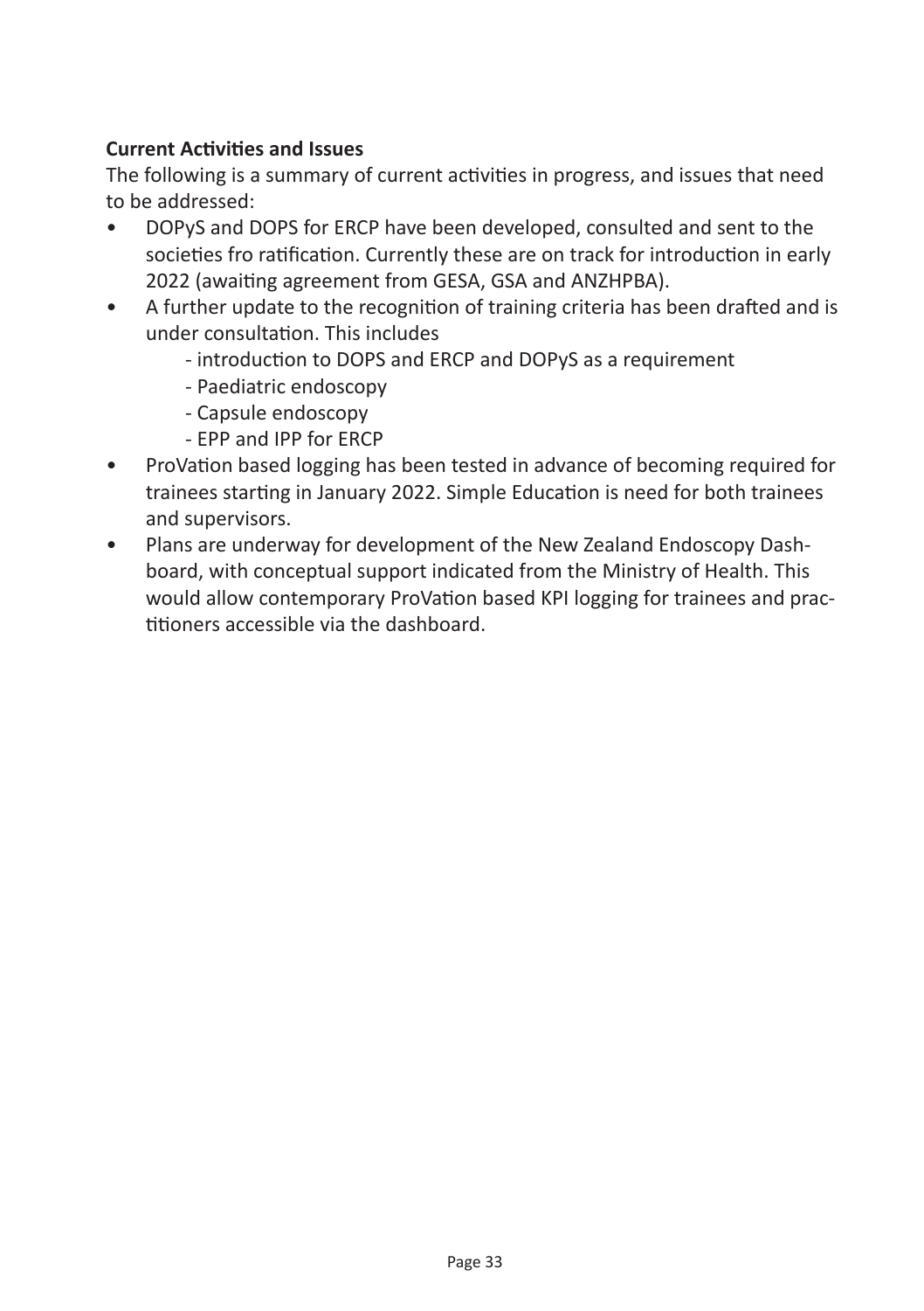**Current Activities and Issues**

The following is a summary of current activities in progress, and issues that need to be addressed:

- DOPyS and DOPS for ERCP have been developed, consulted and sent to the societies fro ratification. Currently these are on track for introduction in early 2022 (awaiting agreement from GESA, GSA and ANZHPBA).
- A further update to the recognition of training criteria has been drafted and is under consultation. This includes
  - introduction to DOPS and ERCP and DOPyS as a requirement
  - Paediatric endoscopy
  - Capsule endoscopy
  - EPP and IPP for ERCP
- ProVation based logging has been tested in advance of becoming required for trainees starting in January 2022. Simple Education is need for both trainees and supervisors.
- Plans are underway for development of the New Zealand Endoscopy Dashboard, with conceptual support indicated from the Ministry of Health. This would allow contemporary ProVation based KPI logging for trainees and practitioners accessible via the dashboard.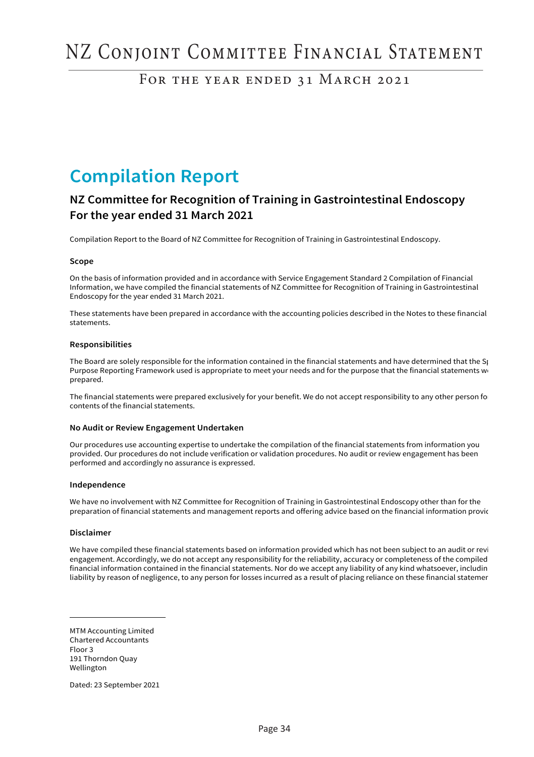# NZ Conjoint Committee Financial Statement

## For the year ended 31 March 2021

# Compilation Report

## NZ Committee for Recognition of Training in Gastrointestinal Endoscopy
## For the year ended 31 March 2021

Compilation Report to the Board of NZ Committee for Recognition of Training in Gastrointestinal Endoscopy.

### Scope

On the basis of information provided and in accordance with Service Engagement Standard 2 Compilation of Financial Information, we have compiled the financial statements of NZ Committee for Recognition of Training in Gastrointestinal Endoscopy for the year ended 31 March 2021.

These statements have been prepared in accordance with the accounting policies described in the Notes to these financial statements.

### Responsibilities

The Board are solely responsible for the information contained in the financial statements and have determined that the Sp Purpose Reporting Framework used is appropriate to meet your needs and for the purpose that the financial statements w prepared.

The financial statements were prepared exclusively for your benefit. We do not accept responsibility to any other person fo contents of the financial statements.

### No Audit or Review Engagement Undertaken

Our procedures use accounting expertise to undertake the compilation of the financial statements from information you provided. Our procedures do not include verification or validation procedures. No audit or review engagement has been performed and accordingly no assurance is expressed.

### Independence

We have no involvement with NZ Committee for Recognition of Training in Gastrointestinal Endoscopy other than for the preparation of financial statements and management reports and offering advice based on the financial information provid

### Disclaimer

We have compiled these financial statements based on information provided which has not been subject to an audit or revi engagement. Accordingly, we do not accept any responsibility for the reliability, accuracy or completeness of the compiled financial information contained in the financial statements. Nor do we accept any liability of any kind whatsoever, includin liability by reason of negligence, to any person for losses incurred as a result of placing reliance on these financial statemen

MTM Accounting Limited
Chartered Accountants
Floor 3
191 Thorndon Quay
Wellington

Dated: 23 September 2021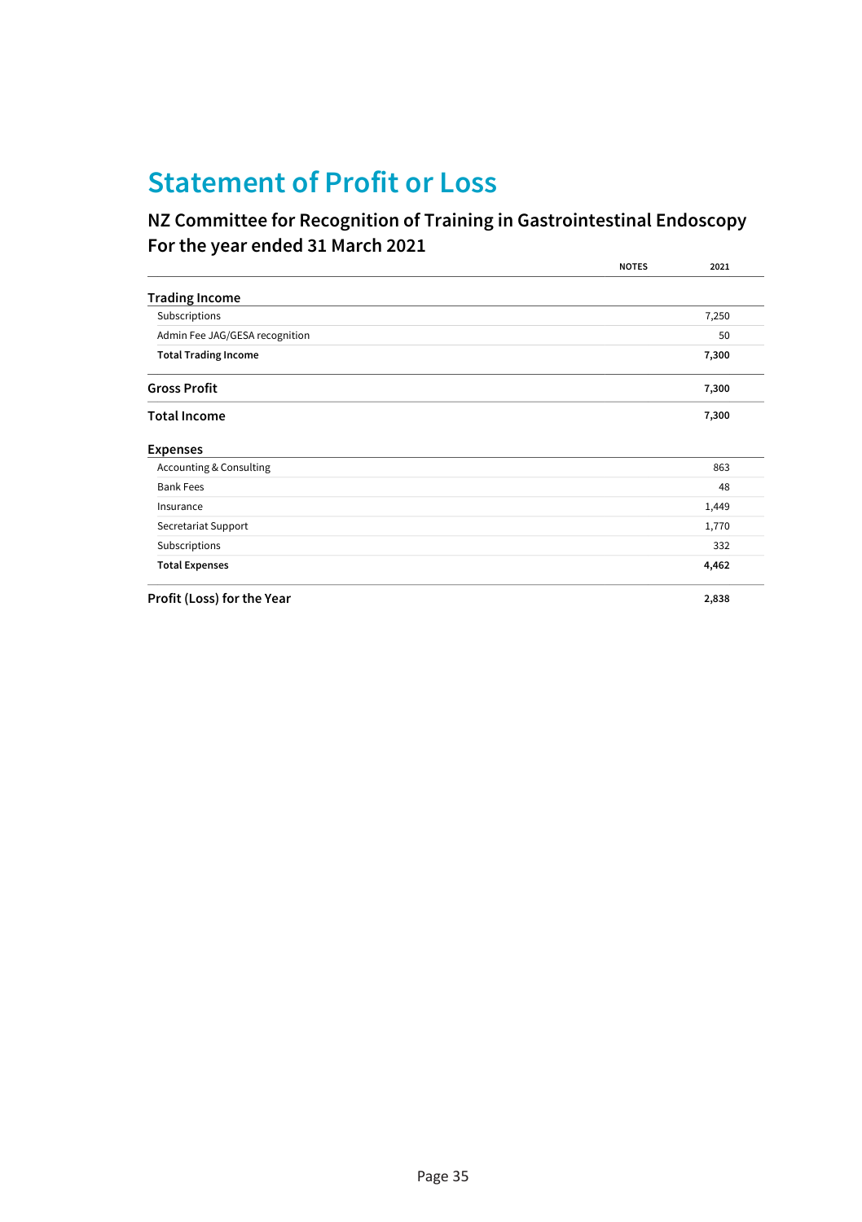# Statement of Profit or Loss

## NZ Committee for Recognition of Training in Gastrointestinal Endoscopy
## For the year ended 31 March 2021

| | NOTES | 2021 |
|---|---|---|
| **Trading Income** | | |
| Subscriptions | | 7,250 |
| Admin Fee JAG/GESA recognition | | 50 |
| **Total Trading Income** | | **7,300** |
| **Gross Profit** | | **7,300** |
| **Total Income** | | **7,300** |
| **Expenses** | | |
| Accounting & Consulting | | 863 |
| Bank Fees | | 48 |
| Insurance | | 1,449 |
| Secretariat Support | | 1,770 |
| Subscriptions | | 332 |
| **Total Expenses** | | **4,462** |
| **Profit (Loss) for the Year** | | **2,838** |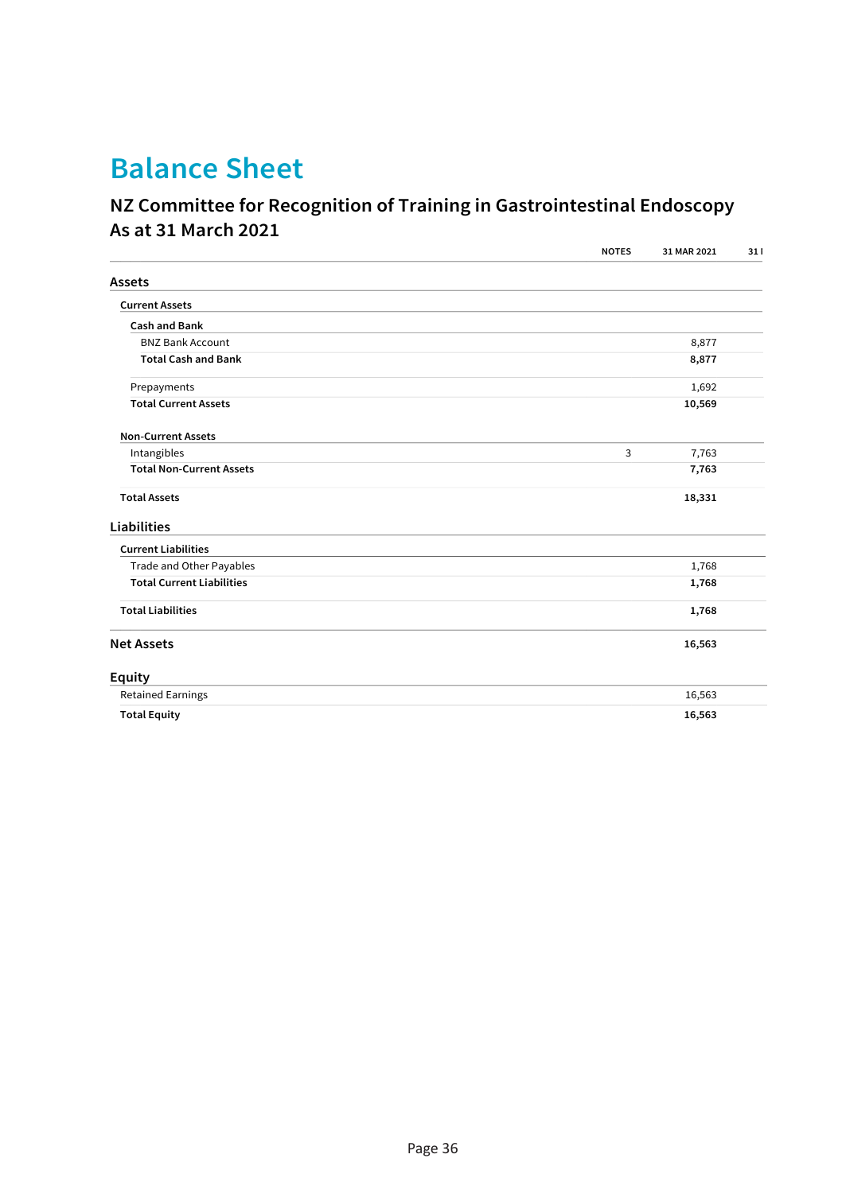# Balance Sheet

## NZ Committee for Recognition of Training in Gastrointestinal Endoscopy
## As at 31 March 2021

| | NOTES | 31 MAR 2021 | 31 I |
|---|---|---|---|
| **Assets** | | | |
| **Current Assets** | | | |
| **Cash and Bank** | | | |
| BNZ Bank Account | | 8,877 | |
| **Total Cash and Bank** | | **8,877** | |
| Prepayments | | 1,692 | |
| **Total Current Assets** | | **10,569** | |
| **Non-Current Assets** | | | |
| Intangibles | 3 | 7,763 | |
| **Total Non-Current Assets** | | **7,763** | |
| **Total Assets** | | **18,331** | |
| **Liabilities** | | | |
| **Current Liabilities** | | | |
| Trade and Other Payables | | 1,768 | |
| **Total Current Liabilities** | | **1,768** | |
| **Total Liabilities** | | **1,768** | |
| **Net Assets** | | **16,563** | |
| **Equity** | | | |
| Retained Earnings | | 16,563 | |
| **Total Equity** | | **16,563** | |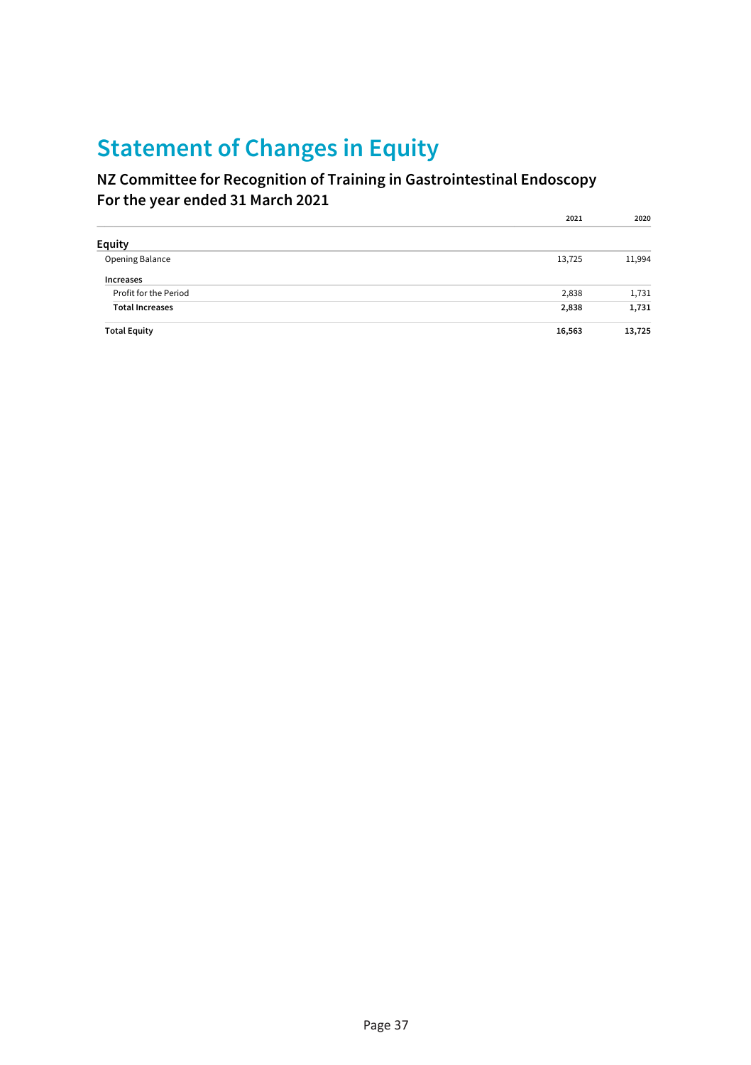# Statement of Changes in Equity

## NZ Committee for Recognition of Training in Gastrointestinal Endoscopy
## For the year ended 31 March 2021

| | 2021 | 2020 |
|---|---|---|
| **Equity** | | |
| Opening Balance | 13,725 | 11,994 |
| **Increases** | | |
| Profit for the Period | 2,838 | 1,731 |
| **Total Increases** | **2,838** | **1,731** |
| **Total Equity** | **16,563** | **13,725** |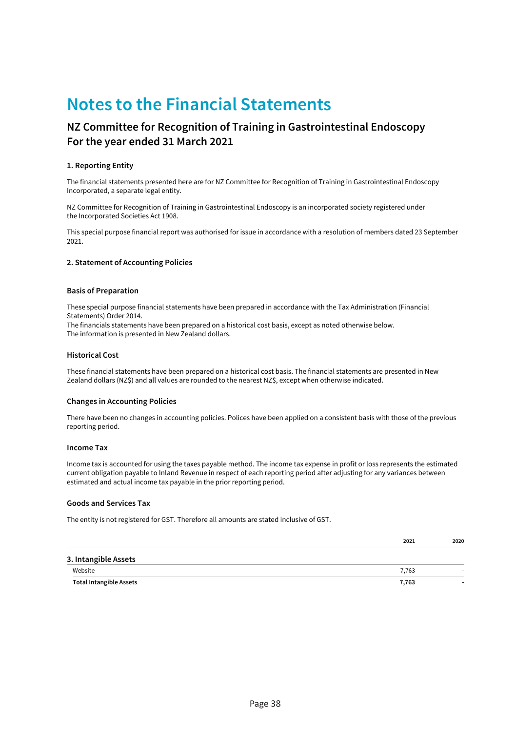# Notes to the Financial Statements

## NZ Committee for Recognition of Training in Gastrointestinal Endoscopy
## For the year ended 31 March 2021

### 1. Reporting Entity

The financial statements presented here are for NZ Committee for Recognition of Training in Gastrointestinal Endoscopy Incorporated, a separate legal entity.

NZ Committee for Recognition of Training in Gastrointestinal Endoscopy is an incorporated society registered under the Incorporated Societies Act 1908.

This special purpose financial report was authorised for issue in accordance with a resolution of members dated 23 September 2021.

### 2. Statement of Accounting Policies

#### Basis of Preparation

These special purpose financial statements have been prepared in accordance with the Tax Administration (Financial Statements) Order 2014.
The financials statements have been prepared on a historical cost basis, except as noted otherwise below.
The information is presented in New Zealand dollars.

#### Historical Cost

These financial statements have been prepared on a historical cost basis. The financial statements are presented in New Zealand dollars (NZ$) and all values are rounded to the nearest NZ$, except when otherwise indicated.

#### Changes in Accounting Policies

There have been no changes in accounting policies. Polices have been applied on a consistent basis with those of the previous reporting period.

#### Income Tax

Income tax is accounted for using the taxes payable method. The income tax expense in profit or loss represents the estimated current obligation payable to Inland Revenue in respect of each reporting period after adjusting for any variances between estimated and actual income tax payable in the prior reporting period.

#### Goods and Services Tax

The entity is not registered for GST. Therefore all amounts are stated inclusive of GST.

| | 2021 | 2020 |
|---|---|---|
| **3. Intangible Assets** | | |
| Website | 7,763 | - |
| **Total Intangible Assets** | **7,763** | - |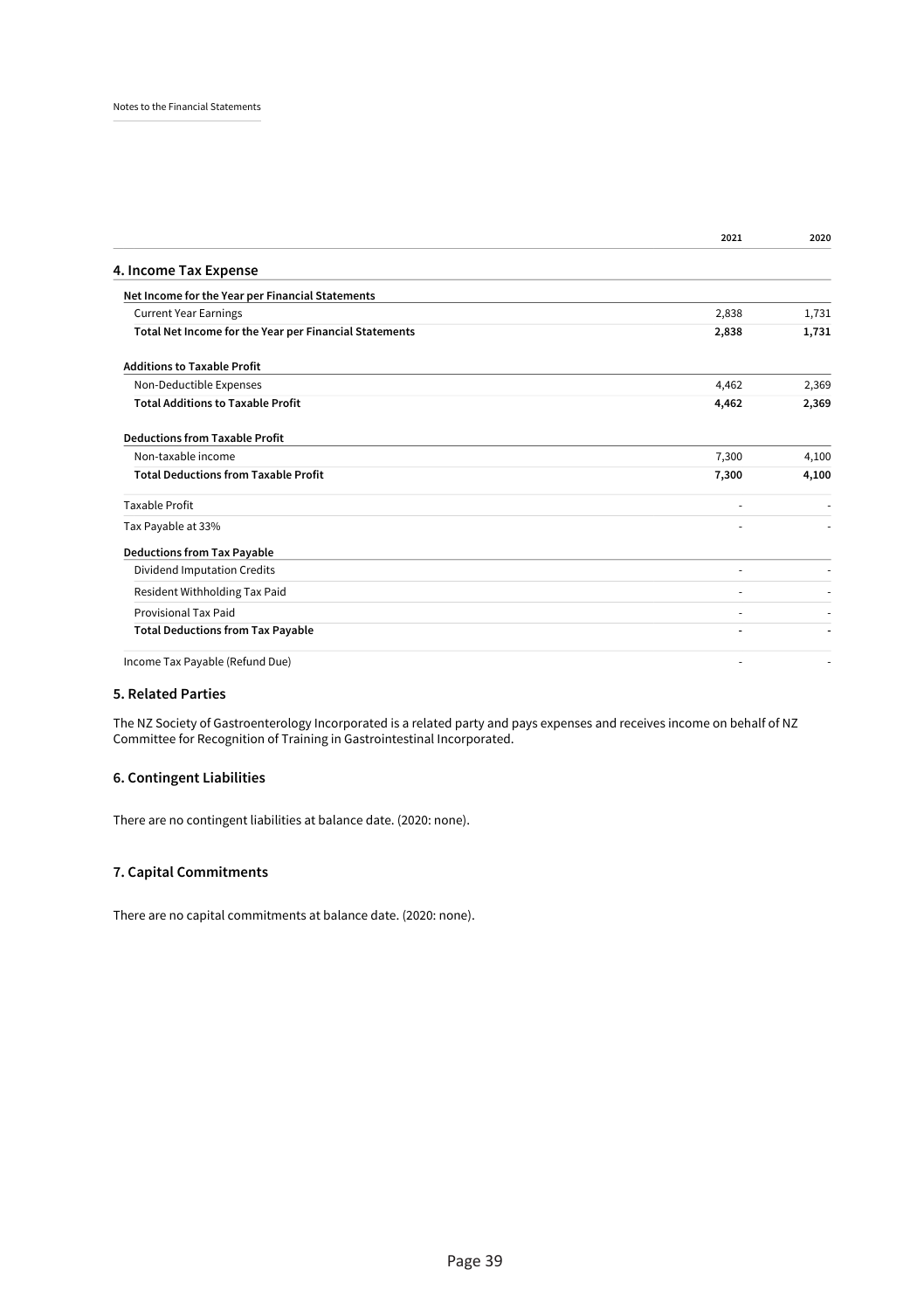| | 2021 | 2020 |
|---|---|---|
| **4. Income Tax Expense** | | |
| **Net Income for the Year per Financial Statements** | | |
| Current Year Earnings | 2,838 | 1,731 |
| **Total Net Income for the Year per Financial Statements** | **2,838** | **1,731** |
| **Additions to Taxable Profit** | | |
| Non-Deductible Expenses | 4,462 | 2,369 |
| **Total Additions to Taxable Profit** | **4,462** | **2,369** |
| **Deductions from Taxable Profit** | | |
| Non-taxable income | 7,300 | 4,100 |
| **Total Deductions from Taxable Profit** | **7,300** | **4,100** |
| Taxable Profit | - | - |
| Tax Payable at 33% | - | - |
| **Deductions from Tax Payable** | | |
| Dividend Imputation Credits | - | - |
| Resident Withholding Tax Paid | - | - |
| Provisional Tax Paid | - | - |
| **Total Deductions from Tax Payable** | **-** | **-** |
| Income Tax Payable (Refund Due) | - | - |

## 5. Related Parties

The NZ Society of Gastroenterology Incorporated is a related party and pays expenses and receives income on behalf of NZ Committee for Recognition of Training in Gastrointestinal Incorporated.

## 6. Contingent Liabilities

There are no contingent liabilities at balance date. (2020: none).

## 7. Capital Commitments

There are no capital commitments at balance date. (2020: none).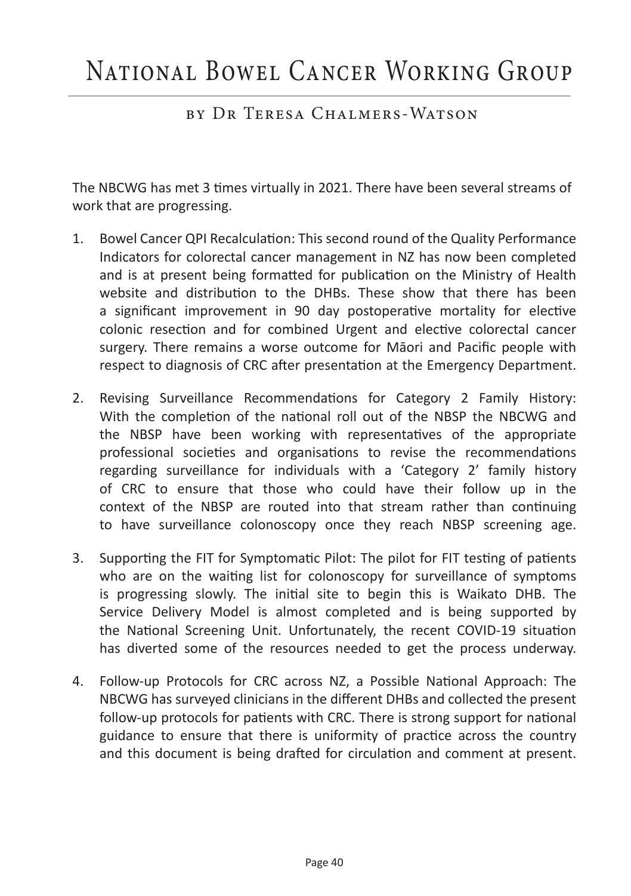# National Bowel Cancer Working Group

## by Dr Teresa Chalmers-Watson

The NBCWG has met 3 times virtually in 2021. There have been several streams of work that are progressing.

1. Bowel Cancer QPI Recalculation: This second round of the Quality Performance Indicators for colorectal cancer management in NZ has now been completed and is at present being formatted for publication on the Ministry of Health website and distribution to the DHBs. These show that there has been a significant improvement in 90 day postoperative mortality for elective colonic resection and for combined Urgent and elective colorectal cancer surgery. There remains a worse outcome for Māori and Pacific people with respect to diagnosis of CRC after presentation at the Emergency Department.

2. Revising Surveillance Recommendations for Category 2 Family History: With the completion of the national roll out of the NBSP the NBCWG and the NBSP have been working with representatives of the appropriate professional societies and organisations to revise the recommendations regarding surveillance for individuals with a 'Category 2' family history of CRC to ensure that those who could have their follow up in the context of the NBSP are routed into that stream rather than continuing to have surveillance colonoscopy once they reach NBSP screening age.

3. Supporting the FIT for Symptomatic Pilot: The pilot for FIT testing of patients who are on the waiting list for colonoscopy for surveillance of symptoms is progressing slowly. The initial site to begin this is Waikato DHB. The Service Delivery Model is almost completed and is being supported by the National Screening Unit. Unfortunately, the recent COVID-19 situation has diverted some of the resources needed to get the process underway.

4. Follow-up Protocols for CRC across NZ, a Possible National Approach: The NBCWG has surveyed clinicians in the different DHBs and collected the present follow-up protocols for patients with CRC. There is strong support for national guidance to ensure that there is uniformity of practice across the country and this document is being drafted for circulation and comment at present.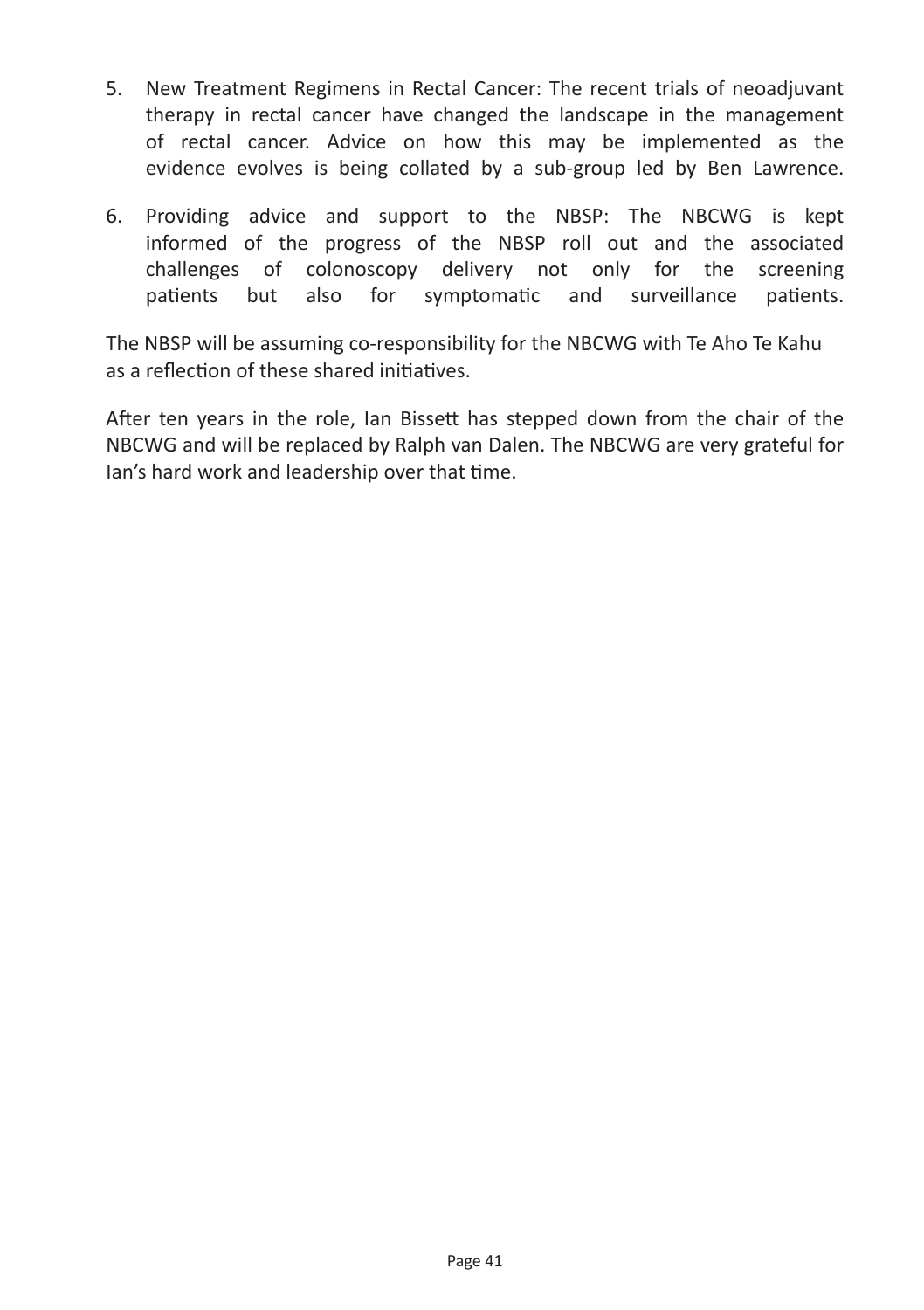5. New Treatment Regimens in Rectal Cancer: The recent trials of neoadjuvant therapy in rectal cancer have changed the landscape in the management of rectal cancer. Advice on how this may be implemented as the evidence evolves is being collated by a sub-group led by Ben Lawrence.

6. Providing advice and support to the NBSP: The NBCWG is kept informed of the progress of the NBSP roll out and the associated challenges of colonoscopy delivery not only for the screening patients but also for symptomatic and surveillance patients.

The NBSP will be assuming co-responsibility for the NBCWG with Te Aho Te Kahu as a reflection of these shared initiatives.

After ten years in the role, Ian Bissett has stepped down from the chair of the NBCWG and will be replaced by Ralph van Dalen. The NBCWG are very grateful for Ian's hard work and leadership over that time.